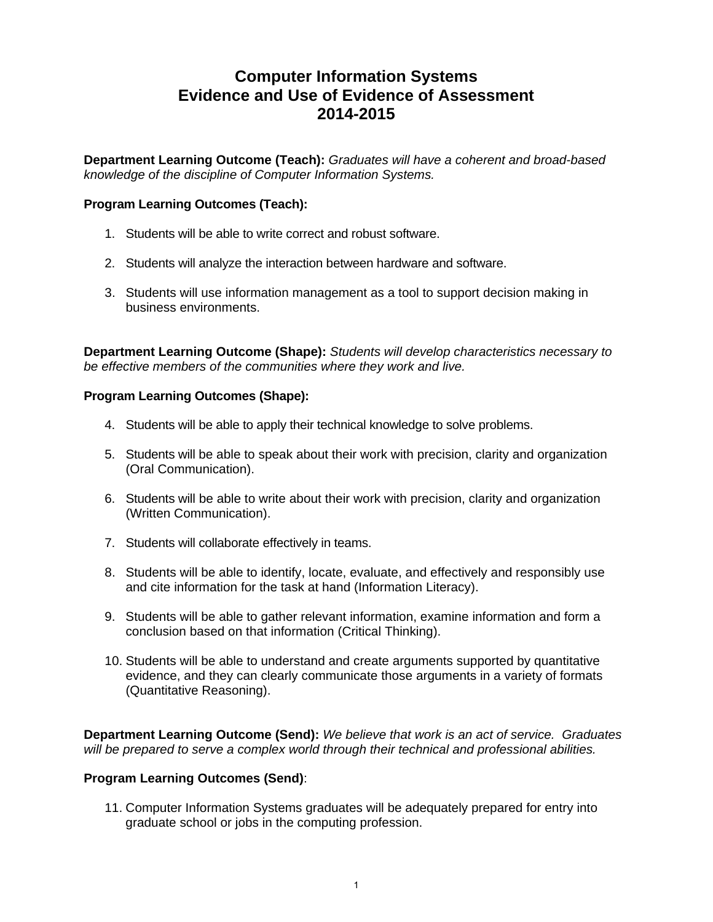# Computer Information Systems
# Evidence and Use of Evidence of Assessment
# 2014-2015

**Department Learning Outcome (Teach):** *Graduates will have a coherent and broad-based knowledge of the discipline of Computer Information Systems.*

**Program Learning Outcomes (Teach):**

1. Students will be able to write correct and robust software.

2. Students will analyze the interaction between hardware and software.

3. Students will use information management as a tool to support decision making in business environments.

**Department Learning Outcome (Shape):** *Students will develop characteristics necessary to be effective members of the communities where they work and live.*

**Program Learning Outcomes (Shape):**

4. Students will be able to apply their technical knowledge to solve problems.

5. Students will be able to speak about their work with precision, clarity and organization (Oral Communication).

6. Students will be able to write about their work with precision, clarity and organization (Written Communication).

7. Students will collaborate effectively in teams.

8. Students will be able to identify, locate, evaluate, and effectively and responsibly use and cite information for the task at hand (Information Literacy).

9. Students will be able to gather relevant information, examine information and form a conclusion based on that information (Critical Thinking).

10. Students will be able to understand and create arguments supported by quantitative evidence, and they can clearly communicate those arguments in a variety of formats (Quantitative Reasoning).

**Department Learning Outcome (Send):** *We believe that work is an act of service. Graduates will be prepared to serve a complex world through their technical and professional abilities.*

**Program Learning Outcomes (Send)**:

11. Computer Information Systems graduates will be adequately prepared for entry into graduate school or jobs in the computing profession.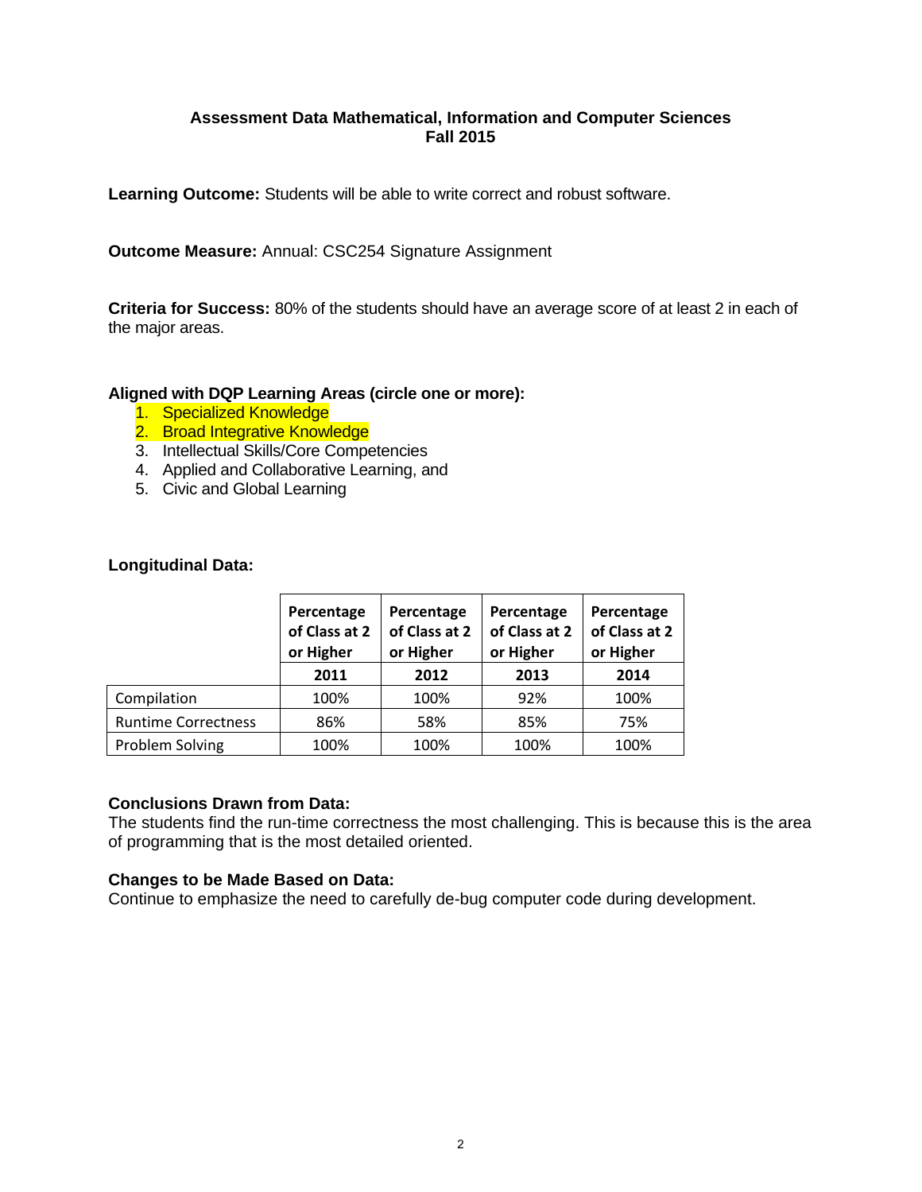**Assessment Data Mathematical, Information and Computer Sciences**
**Fall 2015**

**Learning Outcome:** Students will be able to write correct and robust software.

**Outcome Measure:** Annual: CSC254 Signature Assignment

**Criteria for Success:** 80% of the students should have an average score of at least 2 in each of the major areas.

**Aligned with DQP Learning Areas (circle one or more):**

1. Specialized Knowledge
2. Broad Integrative Knowledge
3. Intellectual Skills/Core Competencies
4. Applied and Collaborative Learning, and
5. Civic and Global Learning

**Longitudinal Data:**

| | Percentage of Class at 2 or Higher | Percentage of Class at 2 or Higher | Percentage of Class at 2 or Higher | Percentage of Class at 2 or Higher |
|---|---|---|---|---|
| | **2011** | **2012** | **2013** | **2014** |
| Compilation | 100% | 100% | 92% | 100% |
| Runtime Correctness | 86% | 58% | 85% | 75% |
| Problem Solving | 100% | 100% | 100% | 100% |

**Conclusions Drawn from Data:**
The students find the run-time correctness the most challenging. This is because this is the area of programming that is the most detailed oriented.

**Changes to be Made Based on Data:**
Continue to emphasize the need to carefully de-bug computer code during development.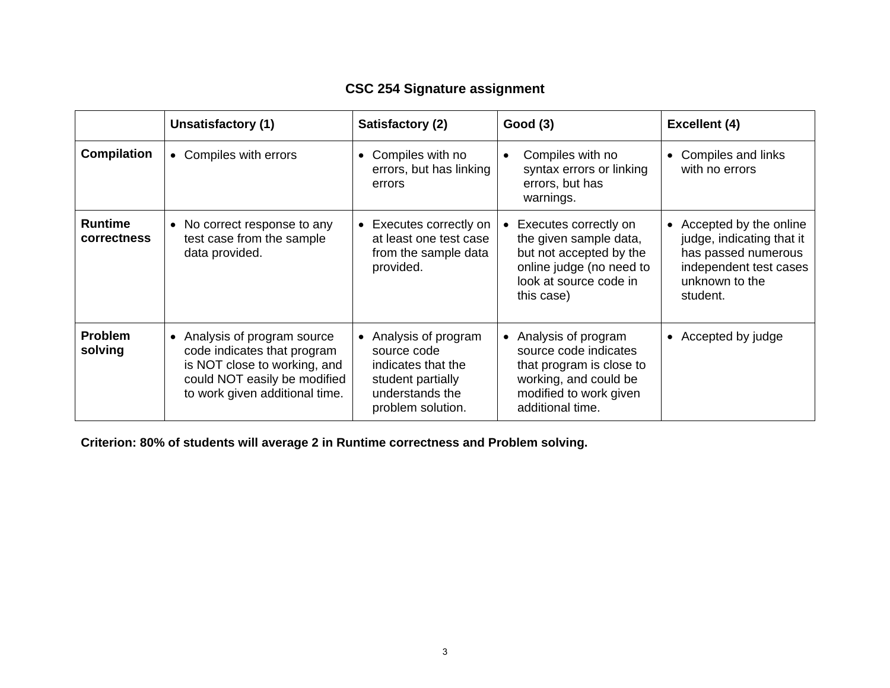# CSC 254 Signature assignment

| | Unsatisfactory (1) | Satisfactory (2) | Good (3) | Excellent (4) |
|---|---|---|---|---|
| **Compilation** | • Compiles with errors | • Compiles with no errors, but has linking errors | • Compiles with no syntax errors or linking errors, but has warnings. | • Compiles and links with no errors |
| **Runtime correctness** | • No correct response to any test case from the sample data provided. | • Executes correctly on at least one test case from the sample data provided. | • Executes correctly on the given sample data, but not accepted by the online judge (no need to look at source code in this case) | • Accepted by the online judge, indicating that it has passed numerous independent test cases unknown to the student. |
| **Problem solving** | • Analysis of program source code indicates that program is NOT close to working, and could NOT easily be modified to work given additional time. | • Analysis of program source code indicates that the student partially understands the problem solution. | • Analysis of program source code indicates that program is close to working, and could be modified to work given additional time. | • Accepted by judge |

**Criterion: 80% of students will average 2 in Runtime correctness and Problem solving.**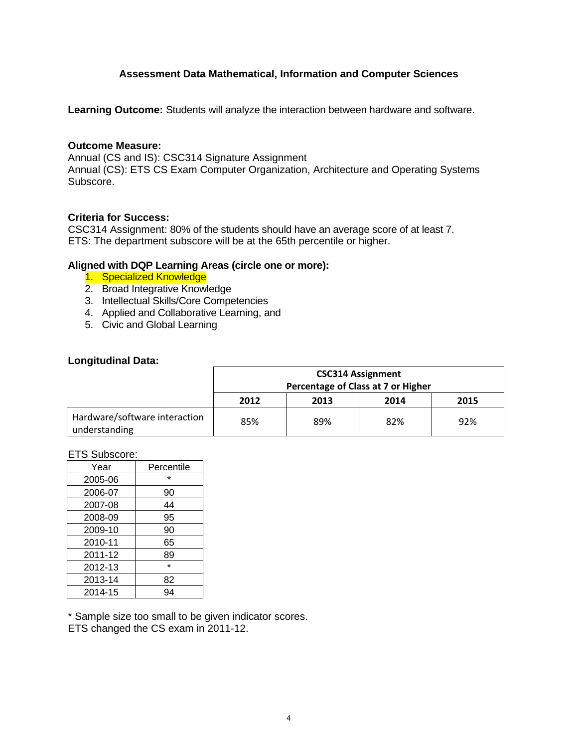## Assessment Data Mathematical, Information and Computer Sciences

**Learning Outcome:** Students will analyze the interaction between hardware and software.

**Outcome Measure:**
Annual (CS and IS): CSC314 Signature Assignment
Annual (CS): ETS CS Exam Computer Organization, Architecture and Operating Systems Subscore.

**Criteria for Success:**
CSC314 Assignment: 80% of the students should have an average score of at least 7.
ETS: The department subscore will be at the 65th percentile or higher.

**Aligned with DQP Learning Areas (circle one or more):**

1. Specialized Knowledge
2. Broad Integrative Knowledge
3. Intellectual Skills/Core Competencies
4. Applied and Collaborative Learning, and
5. Civic and Global Learning

**Longitudinal Data:**

| | CSC314 Assignment Percentage of Class at 7 or Higher | | | |
|---|---|---|---|---|
| | 2012 | 2013 | 2014 | 2015 |
| Hardware/software interaction understanding | 85% | 89% | 82% | 92% |

ETS Subscore:

| Year | Percentile |
|---|---|
| 2005-06 | * |
| 2006-07 | 90 |
| 2007-08 | 44 |
| 2008-09 | 95 |
| 2009-10 | 90 |
| 2010-11 | 65 |
| 2011-12 | 89 |
| 2012-13 | * |
| 2013-14 | 82 |
| 2014-15 | 94 |

* Sample size too small to be given indicator scores.
ETS changed the CS exam in 2011-12.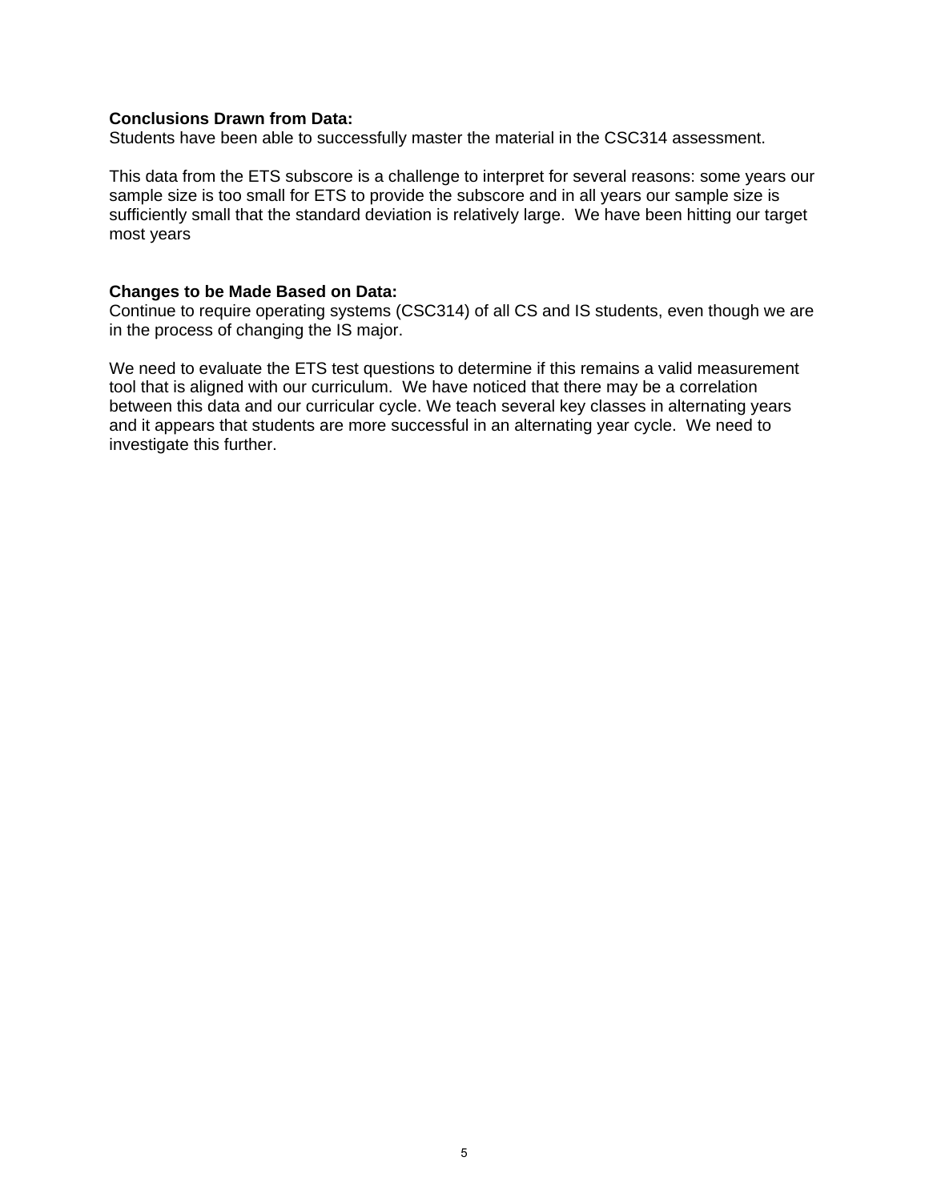**Conclusions Drawn from Data:**
Students have been able to successfully master the material in the CSC314 assessment.

This data from the ETS subscore is a challenge to interpret for several reasons: some years our sample size is too small for ETS to provide the subscore and in all years our sample size is sufficiently small that the standard deviation is relatively large. We have been hitting our target most years

**Changes to be Made Based on Data:**
Continue to require operating systems (CSC314) of all CS and IS students, even though we are in the process of changing the IS major.

We need to evaluate the ETS test questions to determine if this remains a valid measurement tool that is aligned with our curriculum. We have noticed that there may be a correlation between this data and our curricular cycle. We teach several key classes in alternating years and it appears that students are more successful in an alternating year cycle. We need to investigate this further.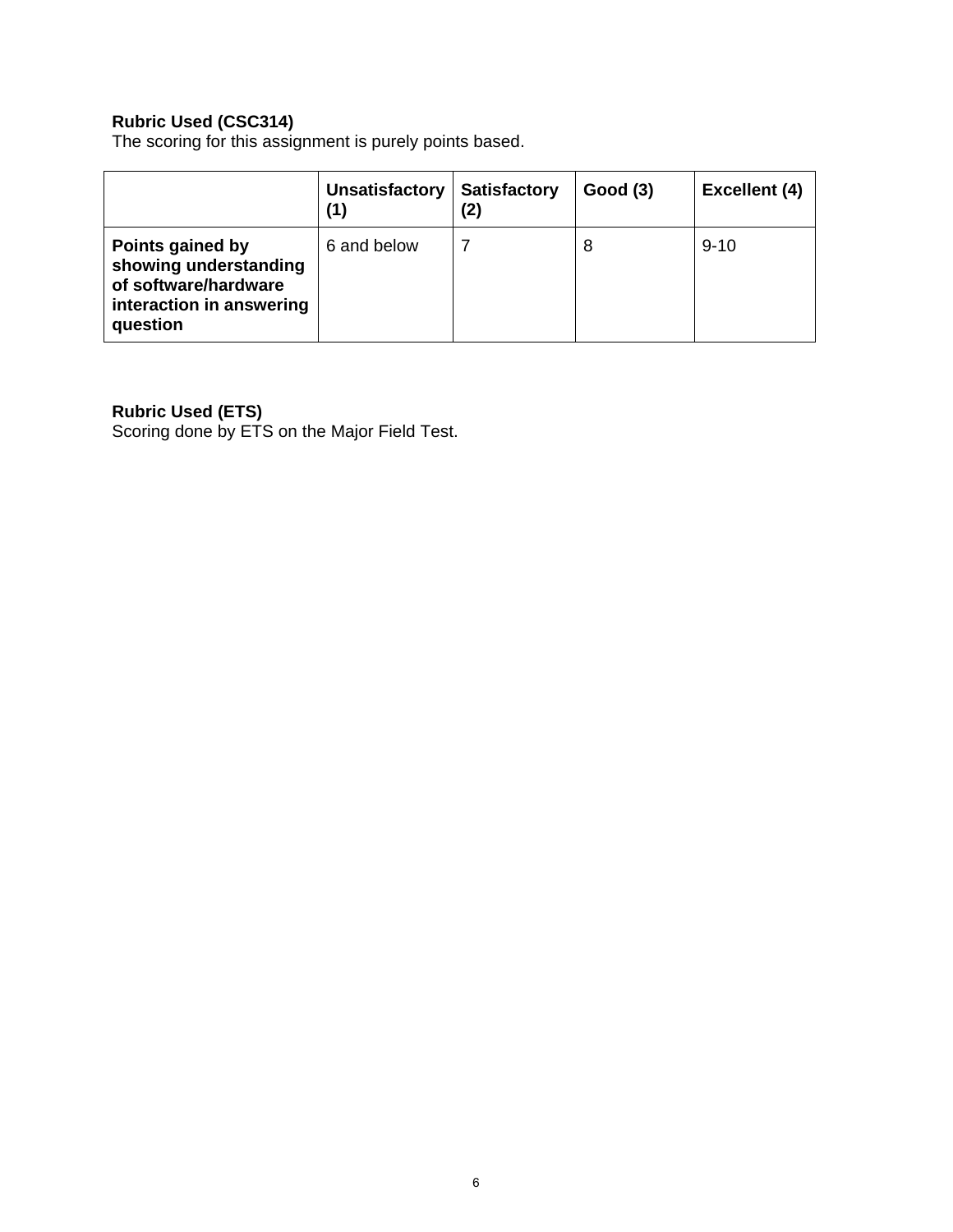**Rubric Used (CSC314)**
The scoring for this assignment is purely points based.

| | Unsatisfactory (1) | Satisfactory (2) | Good (3) | Excellent (4) |
|---|---|---|---|---|
| **Points gained by showing understanding of software/hardware interaction in answering question** | 6 and below | 7 | 8 | 9-10 |

**Rubric Used (ETS)**
Scoring done by ETS on the Major Field Test.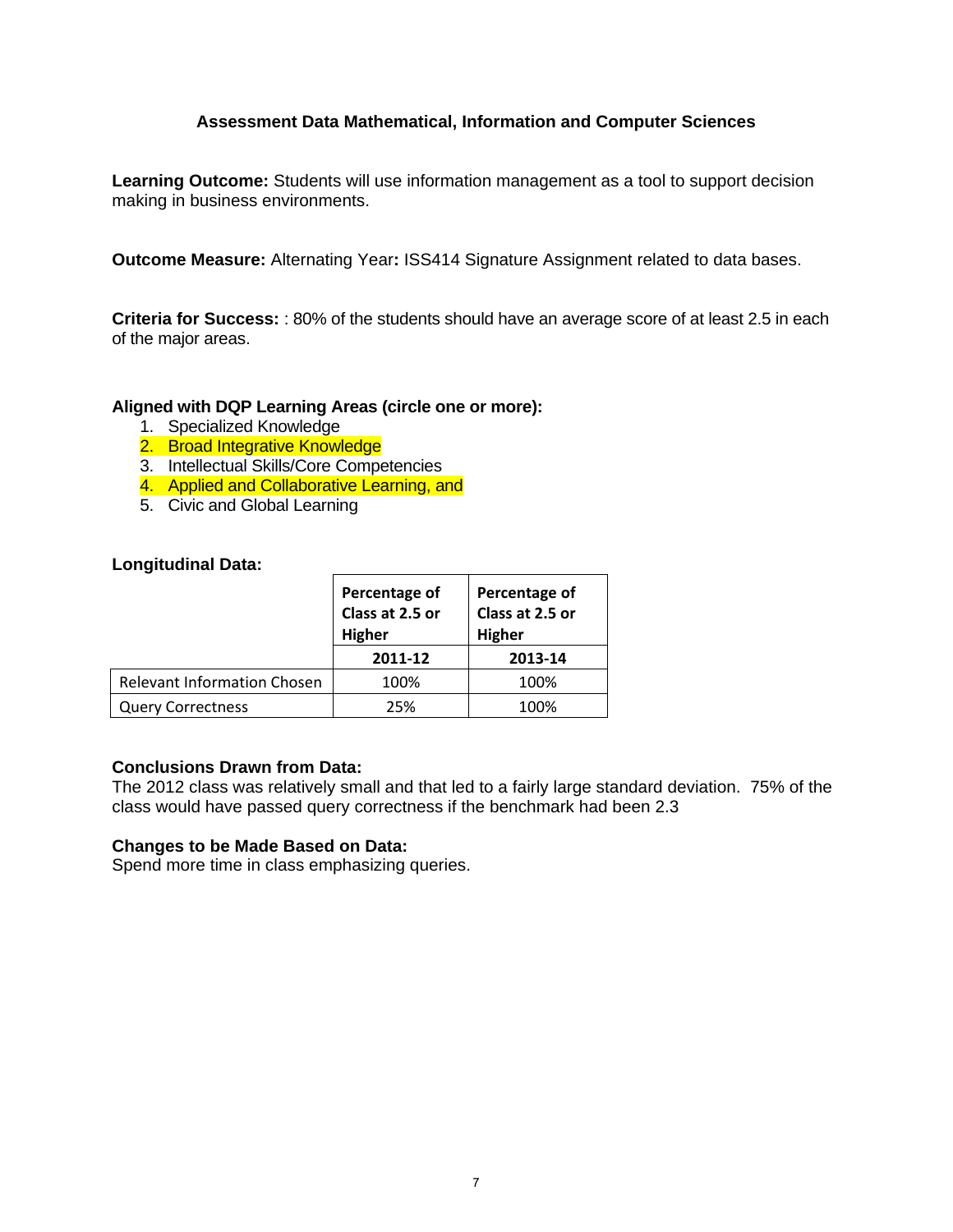### Assessment Data Mathematical, Information and Computer Sciences

**Learning Outcome:** Students will use information management as a tool to support decision making in business environments.

**Outcome Measure:** Alternating Year**:** ISS414 Signature Assignment related to data bases.

**Criteria for Success:** : 80% of the students should have an average score of at least 2.5 in each of the major areas.

**Aligned with DQP Learning Areas (circle one or more):**

1. Specialized Knowledge
2. Broad Integrative Knowledge
3. Intellectual Skills/Core Competencies
4. Applied and Collaborative Learning, and
5. Civic and Global Learning

**Longitudinal Data:**

| | Percentage of Class at 2.5 or Higher | Percentage of Class at 2.5 or Higher |
|---|---|---|
| | **2011-12** | **2013-14** |
| Relevant Information Chosen | 100% | 100% |
| Query Correctness | 25% | 100% |

**Conclusions Drawn from Data:**
The 2012 class was relatively small and that led to a fairly large standard deviation. 75% of the class would have passed query correctness if the benchmark had been 2.3

**Changes to be Made Based on Data:**
Spend more time in class emphasizing queries.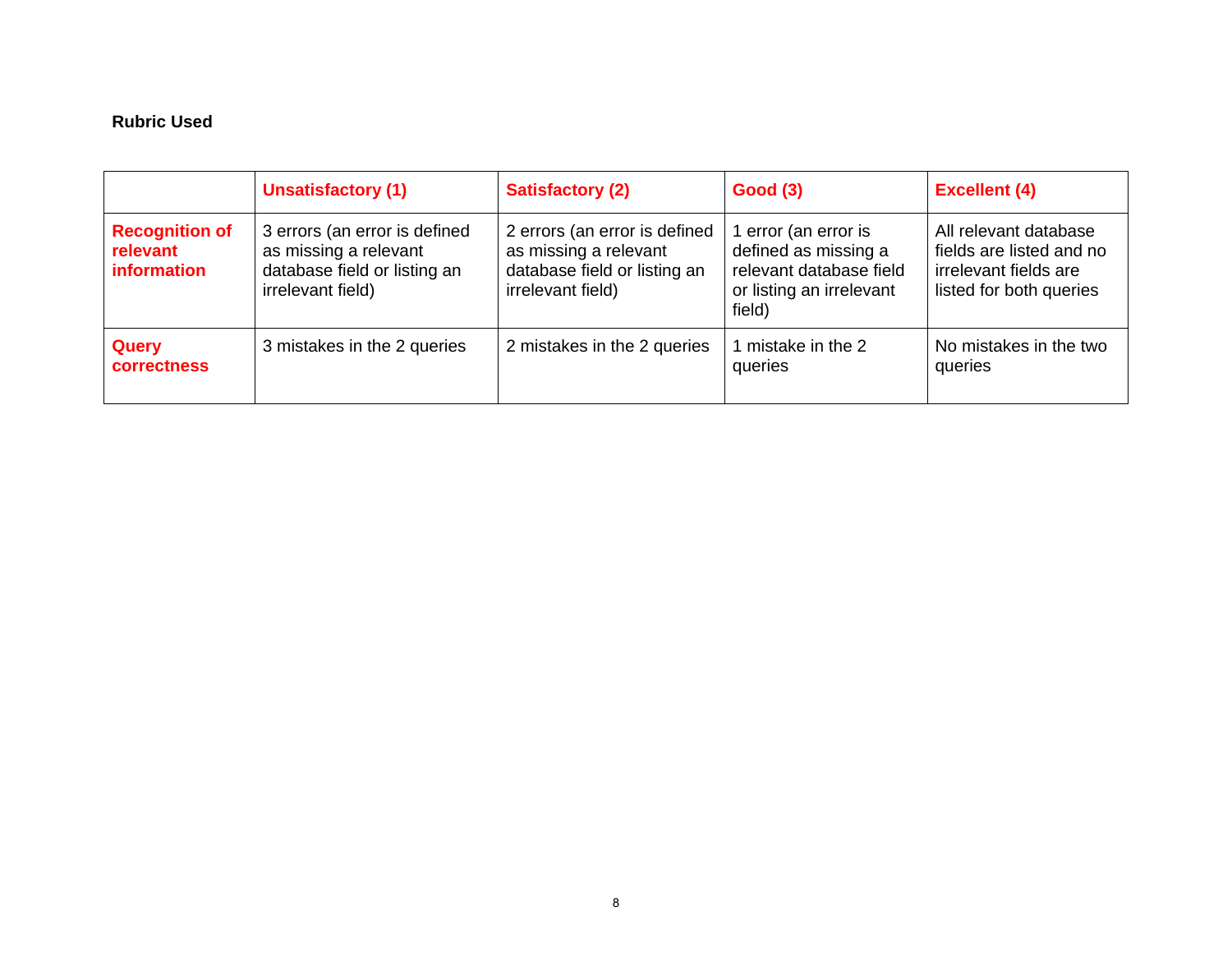**Rubric Used**

| | Unsatisfactory (1) | Satisfactory (2) | Good (3) | Excellent (4) |
|---|---|---|---|---|
| **Recognition of relevant information** | 3 errors (an error is defined as missing a relevant database field or listing an irrelevant field) | 2 errors (an error is defined as missing a relevant database field or listing an irrelevant field) | 1 error (an error is defined as missing a relevant database field or listing an irrelevant field) | All relevant database fields are listed and no irrelevant fields are listed for both queries |
| **Query correctness** | 3 mistakes in the 2 queries | 2 mistakes in the 2 queries | 1 mistake in the 2 queries | No mistakes in the two queries |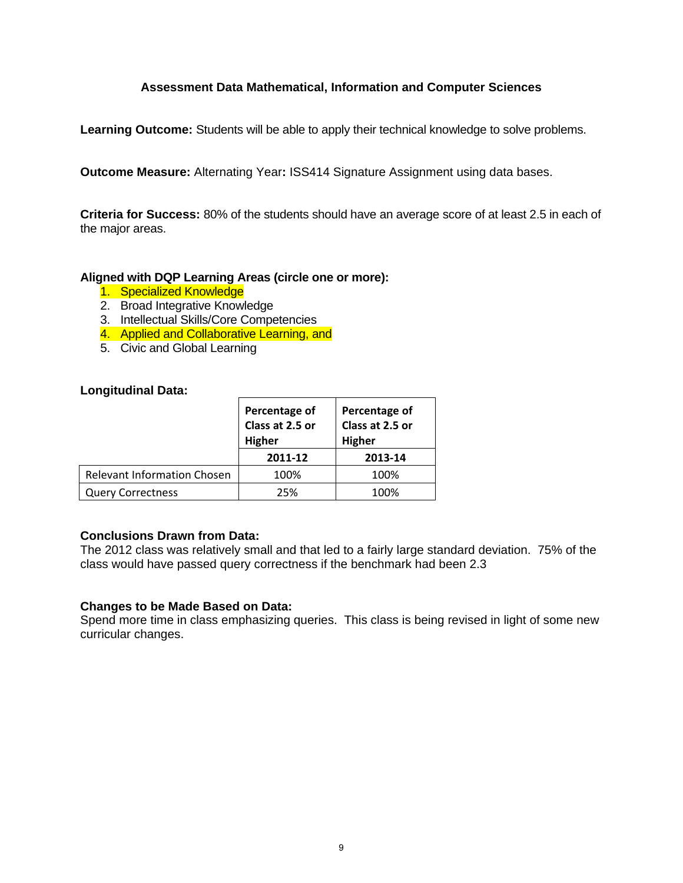## Assessment Data Mathematical, Information and Computer Sciences

**Learning Outcome:** Students will be able to apply their technical knowledge to solve problems.

**Outcome Measure:** Alternating Year**:** ISS414 Signature Assignment using data bases.

**Criteria for Success:** 80% of the students should have an average score of at least 2.5 in each of the major areas.

**Aligned with DQP Learning Areas (circle one or more):**

1. Specialized Knowledge
2. Broad Integrative Knowledge
3. Intellectual Skills/Core Competencies
4. Applied and Collaborative Learning, and
5. Civic and Global Learning

**Longitudinal Data:**

| | Percentage of Class at 2.5 or Higher | Percentage of Class at 2.5 or Higher |
|---|---|---|
| | **2011-12** | **2013-14** |
| Relevant Information Chosen | 100% | 100% |
| Query Correctness | 25% | 100% |

**Conclusions Drawn from Data:**
The 2012 class was relatively small and that led to a fairly large standard deviation. 75% of the class would have passed query correctness if the benchmark had been 2.3

**Changes to be Made Based on Data:**
Spend more time in class emphasizing queries. This class is being revised in light of some new curricular changes.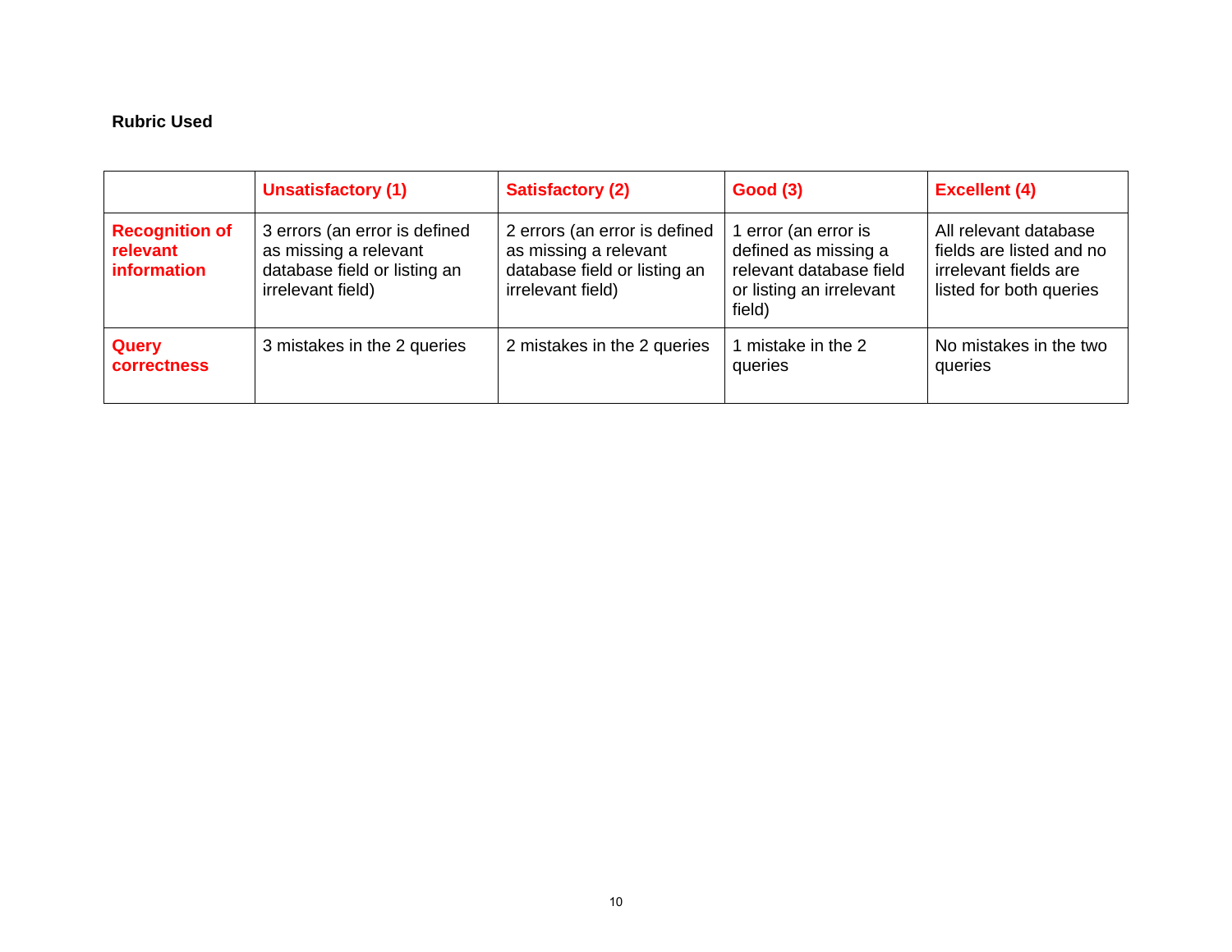**Rubric Used**

| | Unsatisfactory (1) | Satisfactory (2) | Good (3) | Excellent (4) |
|---|---|---|---|---|
| **Recognition of relevant information** | 3 errors (an error is defined as missing a relevant database field or listing an irrelevant field) | 2 errors (an error is defined as missing a relevant database field or listing an irrelevant field) | 1 error (an error is defined as missing a relevant database field or listing an irrelevant field) | All relevant database fields are listed and no irrelevant fields are listed for both queries |
| **Query correctness** | 3 mistakes in the 2 queries | 2 mistakes in the 2 queries | 1 mistake in the 2 queries | No mistakes in the two queries |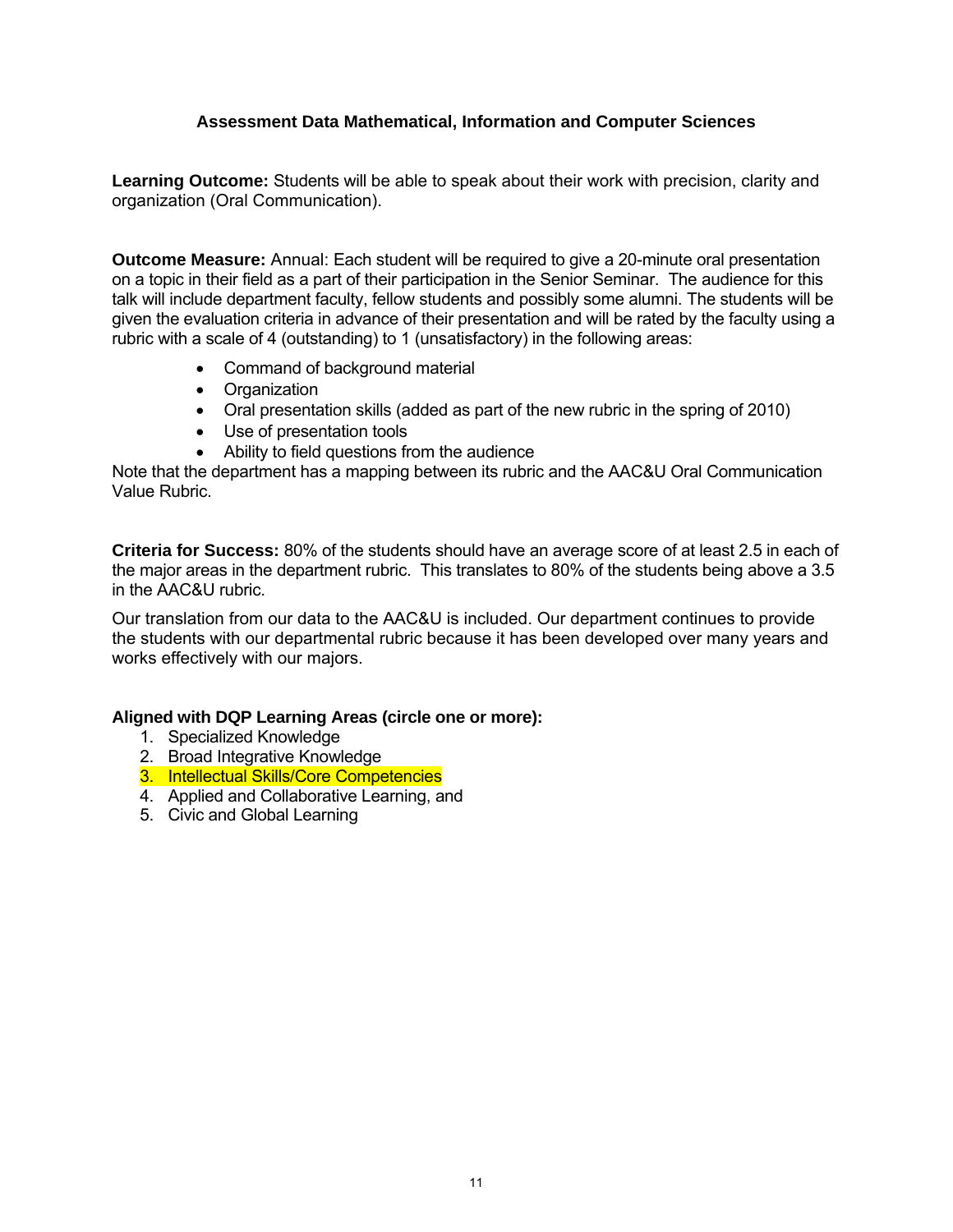## Assessment Data Mathematical, Information and Computer Sciences

**Learning Outcome:** Students will be able to speak about their work with precision, clarity and organization (Oral Communication).

**Outcome Measure:** Annual: Each student will be required to give a 20-minute oral presentation on a topic in their field as a part of their participation in the Senior Seminar. The audience for this talk will include department faculty, fellow students and possibly some alumni. The students will be given the evaluation criteria in advance of their presentation and will be rated by the faculty using a rubric with a scale of 4 (outstanding) to 1 (unsatisfactory) in the following areas:

- Command of background material
- Organization
- Oral presentation skills (added as part of the new rubric in the spring of 2010)
- Use of presentation tools
- Ability to field questions from the audience

Note that the department has a mapping between its rubric and the AAC&U Oral Communication Value Rubric.

**Criteria for Success:** 80% of the students should have an average score of at least 2.5 in each of the major areas in the department rubric. This translates to 80% of the students being above a 3.5 in the AAC&U rubric.

Our translation from our data to the AAC&U is included. Our department continues to provide the students with our departmental rubric because it has been developed over many years and works effectively with our majors.

**Aligned with DQP Learning Areas (circle one or more):**

1. Specialized Knowledge
2. Broad Integrative Knowledge
3. Intellectual Skills/Core Competencies
4. Applied and Collaborative Learning, and
5. Civic and Global Learning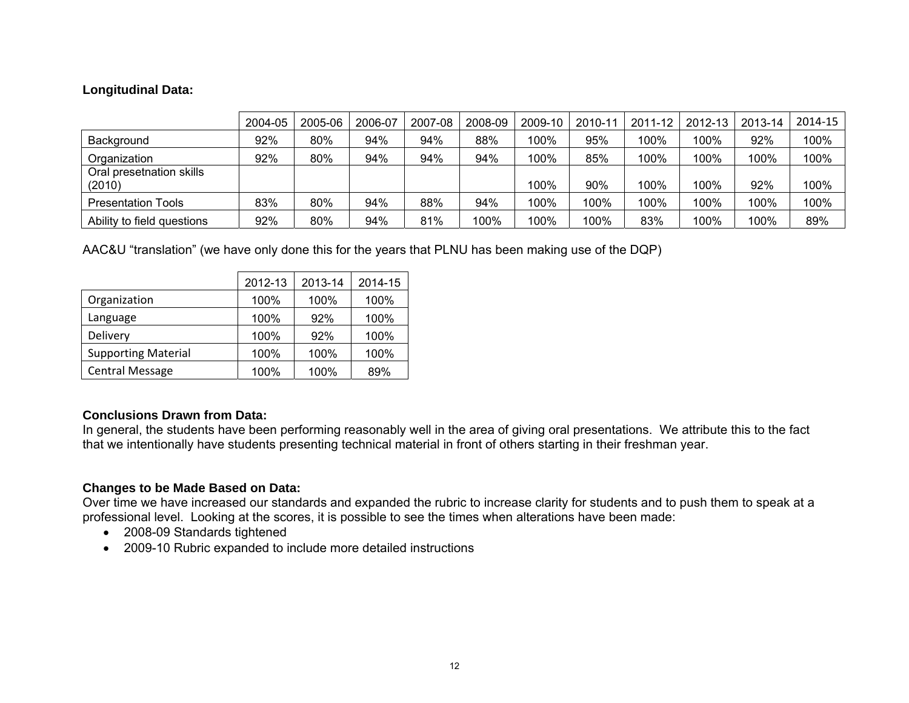**Longitudinal Data:**

| | 2004-05 | 2005-06 | 2006-07 | 2007-08 | 2008-09 | 2009-10 | 2010-11 | 2011-12 | 2012-13 | 2013-14 | 2014-15 |
|---|---|---|---|---|---|---|---|---|---|---|---|
| Background | 92% | 80% | 94% | 94% | 88% | 100% | 95% | 100% | 100% | 92% | 100% |
| Organization | 92% | 80% | 94% | 94% | 94% | 100% | 85% | 100% | 100% | 100% | 100% |
| Oral presetnation skills (2010) | | | | | | 100% | 90% | 100% | 100% | 92% | 100% |
| Presentation Tools | 83% | 80% | 94% | 88% | 94% | 100% | 100% | 100% | 100% | 100% | 100% |
| Ability to field questions | 92% | 80% | 94% | 81% | 100% | 100% | 100% | 83% | 100% | 100% | 89% |

AAC&U "translation" (we have only done this for the years that PLNU has been making use of the DQP)

| | 2012-13 | 2013-14 | 2014-15 |
|---|---|---|---|
| Organization | 100% | 100% | 100% |
| Language | 100% | 92% | 100% |
| Delivery | 100% | 92% | 100% |
| Supporting Material | 100% | 100% | 100% |
| Central Message | 100% | 100% | 89% |

**Conclusions Drawn from Data:**

In general, the students have been performing reasonably well in the area of giving oral presentations. We attribute this to the fact that we intentionally have students presenting technical material in front of others starting in their freshman year.

**Changes to be Made Based on Data:**

Over time we have increased our standards and expanded the rubric to increase clarity for students and to push them to speak at a professional level. Looking at the scores, it is possible to see the times when alterations have been made:

- 2008-09 Standards tightened
- 2009-10 Rubric expanded to include more detailed instructions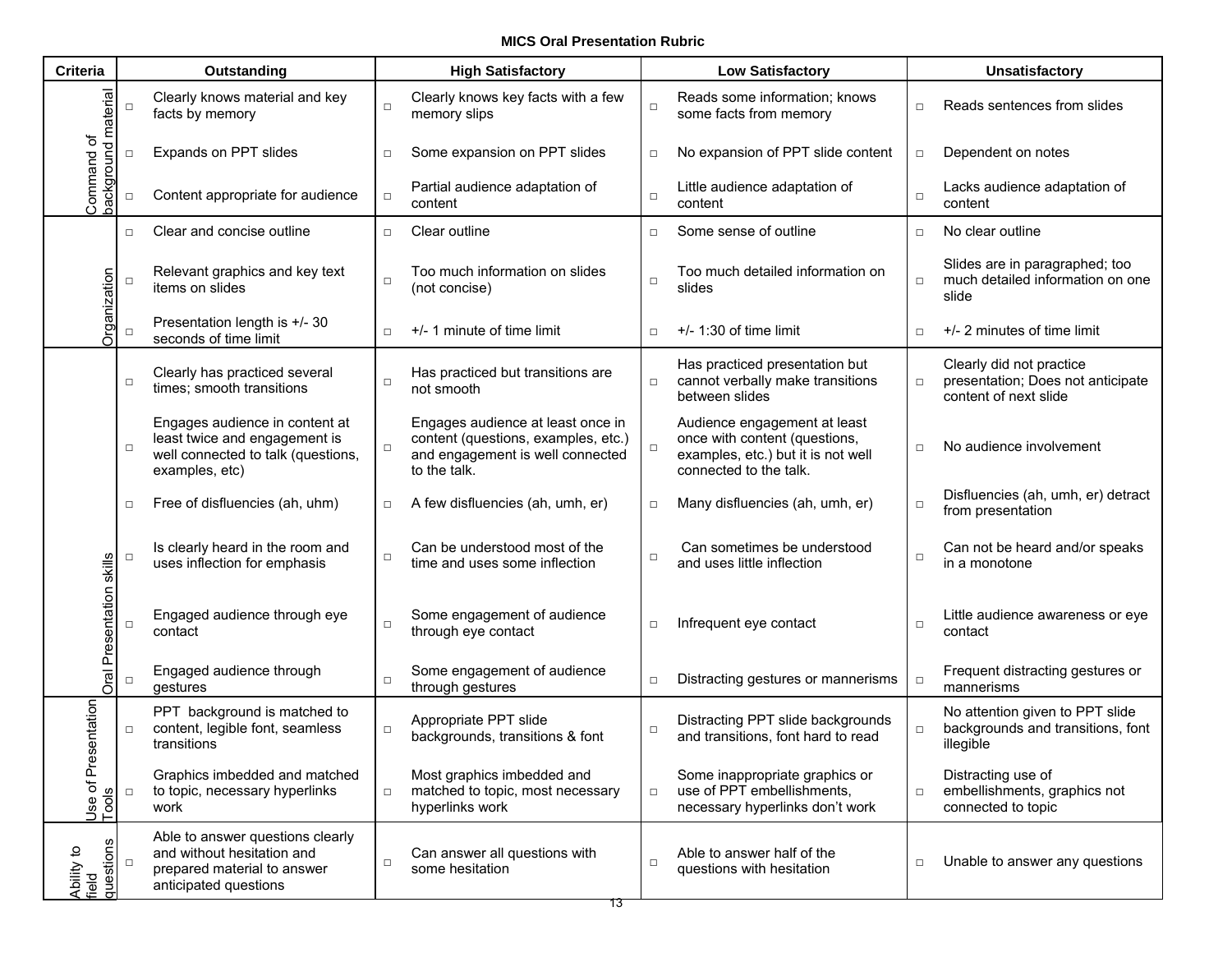# MICS Oral Presentation Rubric

| Criteria | Outstanding | High Satisfactory | Low Satisfactory | Unsatisfactory |
| --- | --- | --- | --- | --- |
| Command of background material | □ Clearly knows material and key facts by memory | □ Clearly knows key facts with a few memory slips | □ Reads some information; knows some facts from memory | □ Reads sentences from slides |
| | □ Expands on PPT slides | □ Some expansion on PPT slides | □ No expansion of PPT slide content | □ Dependent on notes |
| | □ Content appropriate for audience | □ Partial audience adaptation of content | □ Little audience adaptation of content | □ Lacks audience adaptation of content |
| Organization | □ Clear and concise outline | □ Clear outline | □ Some sense of outline | □ No clear outline |
| | □ Relevant graphics and key text items on slides | □ Too much information on slides (not concise) | □ Too much detailed information on slides | □ Slides are in paragraphed; too much detailed information on one slide |
| | □ Presentation length is +/- 30 seconds of time limit | □ +/- 1 minute of time limit | □ +/- 1:30 of time limit | □ +/- 2 minutes of time limit |
| Oral Presentation skills | □ Clearly has practiced several times; smooth transitions | □ Has practiced but transitions are not smooth | □ Has practiced presentation but cannot verbally make transitions between slides | □ Clearly did not practice presentation; Does not anticipate content of next slide |
| | □ Engages audience in content at least twice and engagement is well connected to talk (questions, examples, etc) | □ Engages audience at least once in content (questions, examples, etc.) and engagement is well connected to the talk. | □ Audience engagement at least once with content (questions, examples, etc.) but it is not well connected to the talk. | □ No audience involvement |
| | □ Free of disfluencies (ah, uhm) | □ A few disfluencies (ah, umh, er) | □ Many disfluencies (ah, umh, er) | □ Disfluencies (ah, umh, er) detract from presentation |
| | □ Is clearly heard in the room and uses inflection for emphasis | □ Can be understood most of the time and uses some inflection | □ Can sometimes be understood and uses little inflection | □ Can not be heard and/or speaks in a monotone |
| | □ Engaged audience through eye contact | □ Some engagement of audience through eye contact | □ Infrequent eye contact | □ Little audience awareness or eye contact |
| | □ Engaged audience through gestures | □ Some engagement of audience through gestures | □ Distracting gestures or mannerisms | □ Frequent distracting gestures or mannerisms |
| Use of Presentation Tools | □ PPT background is matched to content, legible font, seamless transitions | □ Appropriate PPT slide backgrounds, transitions & font | □ Distracting PPT slide backgrounds and transitions, font hard to read | □ No attention given to PPT slide backgrounds and transitions, font illegible |
| | □ Graphics imbedded and matched to topic, necessary hyperlinks work | □ Most graphics imbedded and matched to topic, most necessary hyperlinks work | □ Some inappropriate graphics or use of PPT embellishments, necessary hyperlinks don't work | □ Distracting use of embellishments, graphics not connected to topic |
| Ability to field questions | □ Able to answer questions clearly and without hesitation and prepared material to answer anticipated questions | □ Can answer all questions with some hesitation | □ Able to answer half of the questions with hesitation | □ Unable to answer any questions |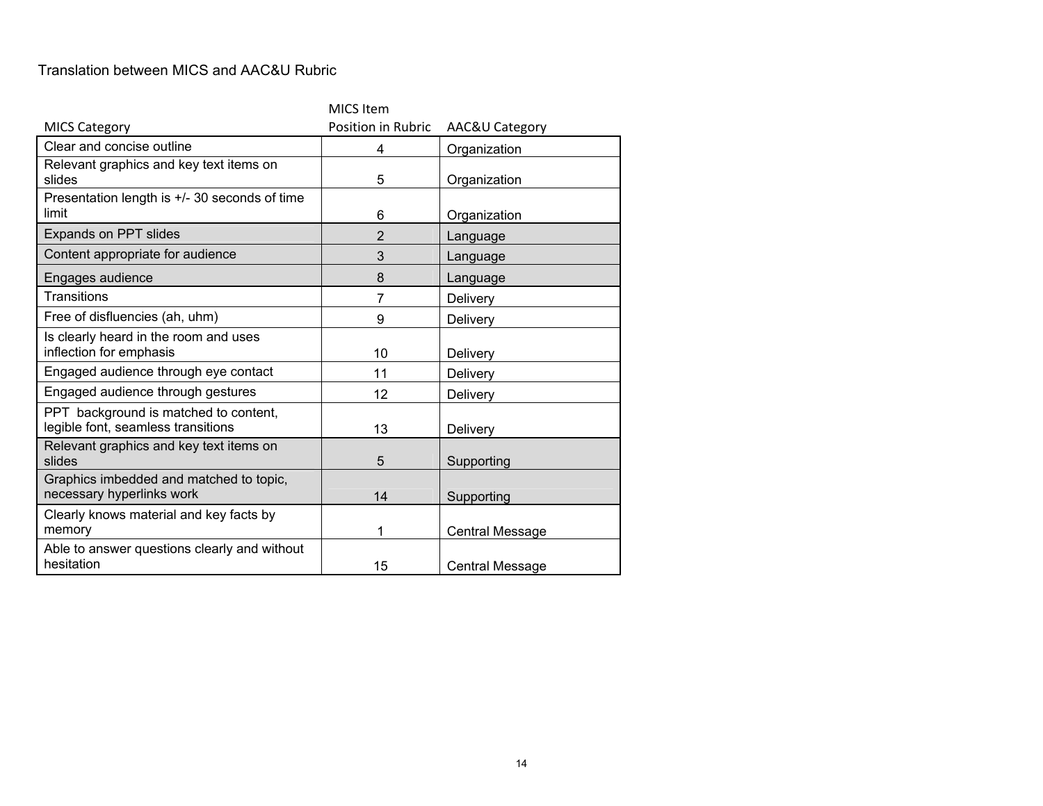Translation between MICS and AAC&U Rubric

| MICS Category | MICS Item Position in Rubric | AAC&U Category |
|---|---|---|
| Clear and concise outline | 4 | Organization |
| Relevant graphics and key text items on slides | 5 | Organization |
| Presentation length is +/- 30 seconds of time limit | 6 | Organization |
| Expands on PPT slides | 2 | Language |
| Content appropriate for audience | 3 | Language |
| Engages audience | 8 | Language |
| Transitions | 7 | Delivery |
| Free of disfluencies (ah, uhm) | 9 | Delivery |
| Is clearly heard in the room and uses inflection for emphasis | 10 | Delivery |
| Engaged audience through eye contact | 11 | Delivery |
| Engaged audience through gestures | 12 | Delivery |
| PPT background is matched to content, legible font, seamless transitions | 13 | Delivery |
| Relevant graphics and key text items on slides | 5 | Supporting |
| Graphics imbedded and matched to topic, necessary hyperlinks work | 14 | Supporting |
| Clearly knows material and key facts by memory | 1 | Central Message |
| Able to answer questions clearly and without hesitation | 15 | Central Message |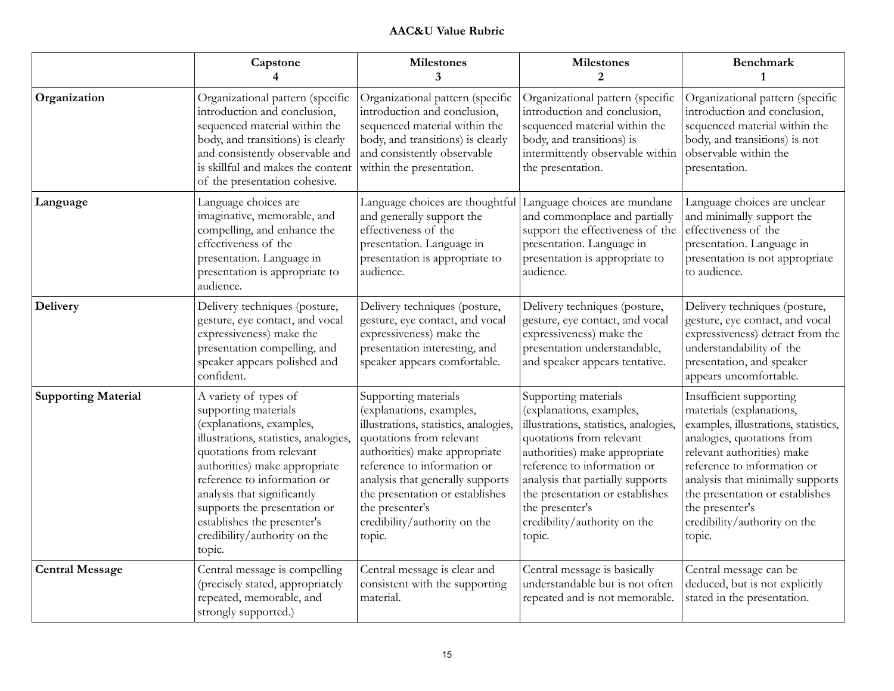**AAC&U Value Rubric**

| | Capstone 4 | Milestones 3 | Milestones 2 | Benchmark 1 |
|---|---|---|---|---|
| **Organization** | Organizational pattern (specific introduction and conclusion, sequenced material within the body, and transitions) is clearly and consistently observable and is skillful and makes the content of the presentation cohesive. | Organizational pattern (specific introduction and conclusion, sequenced material within the body, and transitions) is clearly and consistently observable within the presentation. | Organizational pattern (specific introduction and conclusion, sequenced material within the body, and transitions) is intermittently observable within the presentation. | Organizational pattern (specific introduction and conclusion, sequenced material within the body, and transitions) is not observable within the presentation. |
| **Language** | Language choices are imaginative, memorable, and compelling, and enhance the effectiveness of the presentation. Language in presentation is appropriate to audience. | Language choices are thoughtful and generally support the effectiveness of the presentation. Language in presentation is appropriate to audience. | Language choices are mundane and commonplace and partially support the effectiveness of the presentation. Language in presentation is appropriate to audience. | Language choices are unclear and minimally support the effectiveness of the presentation. Language in presentation is not appropriate to audience. |
| **Delivery** | Delivery techniques (posture, gesture, eye contact, and vocal expressiveness) make the presentation compelling, and speaker appears polished and confident. | Delivery techniques (posture, gesture, eye contact, and vocal expressiveness) make the presentation interesting, and speaker appears comfortable. | Delivery techniques (posture, gesture, eye contact, and vocal expressiveness) make the presentation understandable, and speaker appears tentative. | Delivery techniques (posture, gesture, eye contact, and vocal expressiveness) detract from the understandability of the presentation, and speaker appears uncomfortable. |
| **Supporting Material** | A variety of types of supporting materials (explanations, examples, illustrations, statistics, analogies, quotations from relevant authorities) make appropriate reference to information or analysis that significantly supports the presentation or establishes the presenter's credibility/authority on the topic. | Supporting materials (explanations, examples, illustrations, statistics, analogies, quotations from relevant authorities) make appropriate reference to information or analysis that generally supports the presentation or establishes the presenter's credibility/authority on the topic. | Supporting materials (explanations, examples, illustrations, statistics, analogies, quotations from relevant authorities) make appropriate reference to information or analysis that partially supports the presentation or establishes the presenter's credibility/authority on the topic. | Insufficient supporting materials (explanations, examples, illustrations, statistics, analogies, quotations from relevant authorities) make reference to information or analysis that minimally supports the presentation or establishes the presenter's credibility/authority on the topic. |
| **Central Message** | Central message is compelling (precisely stated, appropriately repeated, memorable, and strongly supported.) | Central message is clear and consistent with the supporting material. | Central message is basically understandable but is not often repeated and is not memorable. | Central message can be deduced, but is not explicitly stated in the presentation. |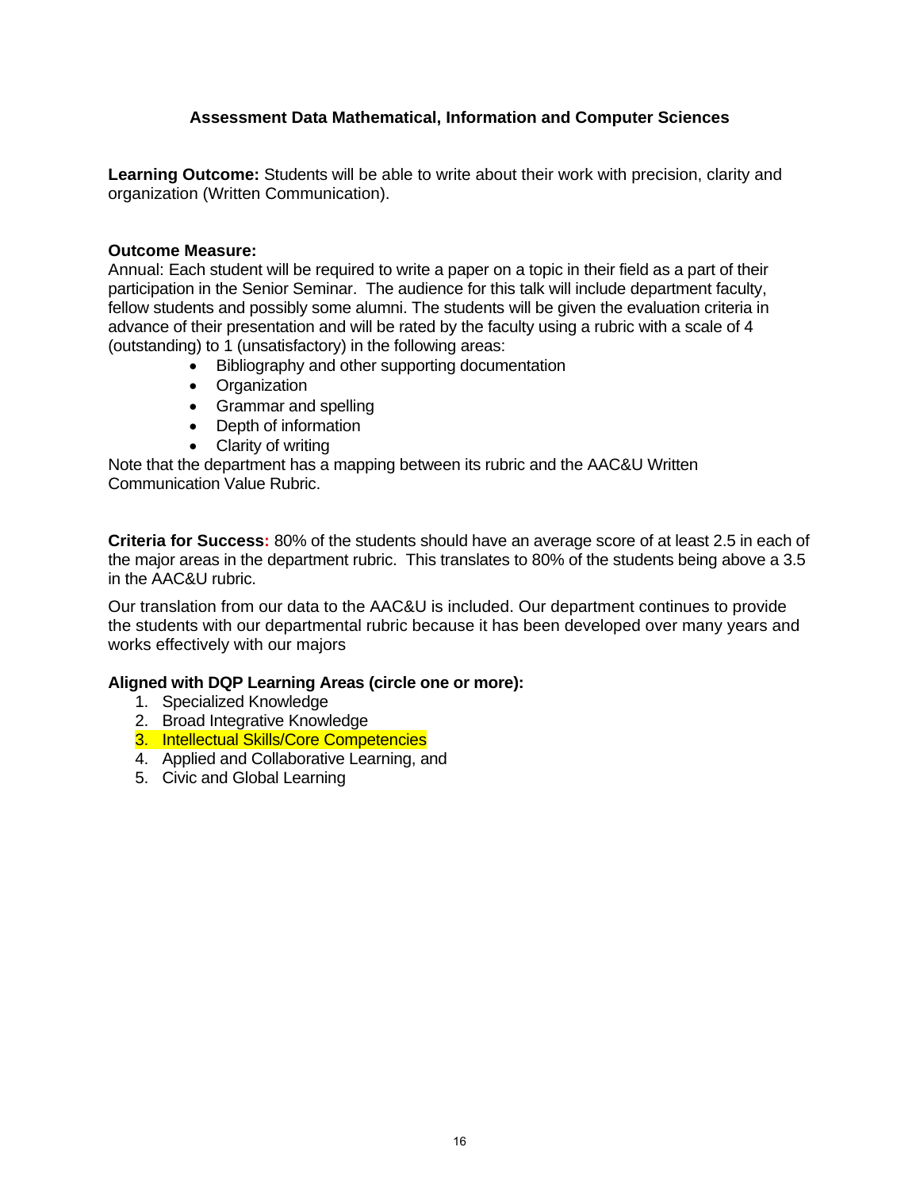### Assessment Data Mathematical, Information and Computer Sciences

**Learning Outcome:** Students will be able to write about their work with precision, clarity and organization (Written Communication).

**Outcome Measure:**
Annual: Each student will be required to write a paper on a topic in their field as a part of their participation in the Senior Seminar. The audience for this talk will include department faculty, fellow students and possibly some alumni. The students will be given the evaluation criteria in advance of their presentation and will be rated by the faculty using a rubric with a scale of 4 (outstanding) to 1 (unsatisfactory) in the following areas:

- Bibliography and other supporting documentation
- Organization
- Grammar and spelling
- Depth of information
- Clarity of writing

Note that the department has a mapping between its rubric and the AAC&U Written Communication Value Rubric.

**Criteria for Success:** 80% of the students should have an average score of at least 2.5 in each of the major areas in the department rubric. This translates to 80% of the students being above a 3.5 in the AAC&U rubric.

Our translation from our data to the AAC&U is included. Our department continues to provide the students with our departmental rubric because it has been developed over many years and works effectively with our majors

**Aligned with DQP Learning Areas (circle one or more):**

1. Specialized Knowledge
2. Broad Integrative Knowledge
3. Intellectual Skills/Core Competencies
4. Applied and Collaborative Learning, and
5. Civic and Global Learning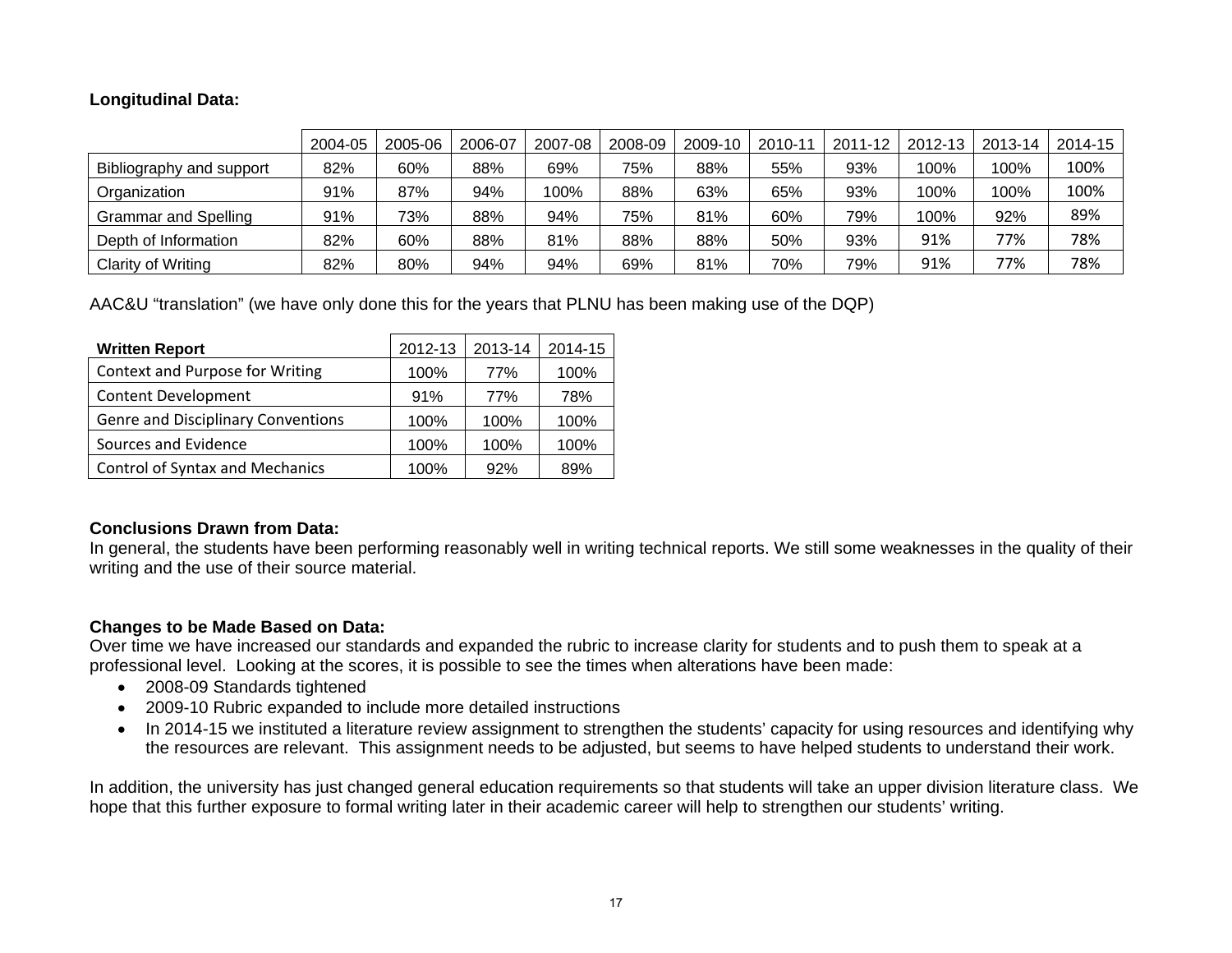**Longitudinal Data:**

| | 2004-05 | 2005-06 | 2006-07 | 2007-08 | 2008-09 | 2009-10 | 2010-11 | 2011-12 | 2012-13 | 2013-14 | 2014-15 |
|---|---|---|---|---|---|---|---|---|---|---|---|
| Bibliography and support | 82% | 60% | 88% | 69% | 75% | 88% | 55% | 93% | 100% | 100% | 100% |
| Organization | 91% | 87% | 94% | 100% | 88% | 63% | 65% | 93% | 100% | 100% | 100% |
| Grammar and Spelling | 91% | 73% | 88% | 94% | 75% | 81% | 60% | 79% | 100% | 92% | 89% |
| Depth of Information | 82% | 60% | 88% | 81% | 88% | 88% | 50% | 93% | 91% | 77% | 78% |
| Clarity of Writing | 82% | 80% | 94% | 94% | 69% | 81% | 70% | 79% | 91% | 77% | 78% |

AAC&U "translation" (we have only done this for the years that PLNU has been making use of the DQP)

| **Written Report** | 2012-13 | 2013-14 | 2014-15 |
|---|---|---|---|
| Context and Purpose for Writing | 100% | 77% | 100% |
| Content Development | 91% | 77% | 78% |
| Genre and Disciplinary Conventions | 100% | 100% | 100% |
| Sources and Evidence | 100% | 100% | 100% |
| Control of Syntax and Mechanics | 100% | 92% | 89% |

**Conclusions Drawn from Data:**
In general, the students have been performing reasonably well in writing technical reports. We still some weaknesses in the quality of their writing and the use of their source material.

**Changes to be Made Based on Data:**
Over time we have increased our standards and expanded the rubric to increase clarity for students and to push them to speak at a professional level. Looking at the scores, it is possible to see the times when alterations have been made:

- 2008-09 Standards tightened
- 2009-10 Rubric expanded to include more detailed instructions
- In 2014-15 we instituted a literature review assignment to strengthen the students' capacity for using resources and identifying why the resources are relevant. This assignment needs to be adjusted, but seems to have helped students to understand their work.

In addition, the university has just changed general education requirements so that students will take an upper division literature class. We hope that this further exposure to formal writing later in their academic career will help to strengthen our students' writing.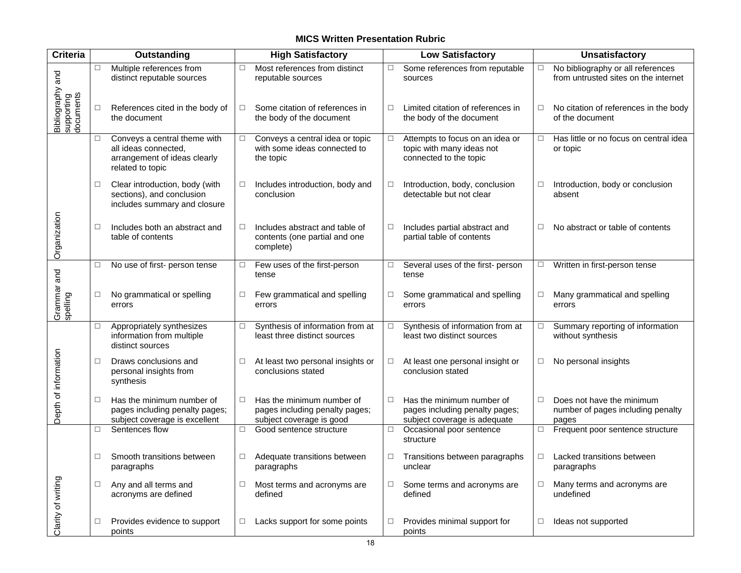### MICS Written Presentation Rubric

| Criteria | Outstanding | High Satisfactory | Low Satisfactory | Unsatisfactory |
|---|---|---|---|---|
| Bibliography and supporting documents | ☐ Multiple references from distinct reputable sources | ☐ Most references from distinct reputable sources | ☐ Some references from reputable sources | ☐ No bibliography or all references from untrusted sites on the internet |
| | ☐ References cited in the body of the document | ☐ Some citation of references in the body of the document | ☐ Limited citation of references in the body of the document | ☐ No citation of references in the body of the document |
| Organization | ☐ Conveys a central theme with all ideas connected, arrangement of ideas clearly related to topic | ☐ Conveys a central idea or topic with some ideas connected to the topic | ☐ Attempts to focus on an idea or topic with many ideas not connected to the topic | ☐ Has little or no focus on central idea or topic |
| | ☐ Clear introduction, body (with sections), and conclusion includes summary and closure | ☐ Includes introduction, body and conclusion | ☐ Introduction, body, conclusion detectable but not clear | ☐ Introduction, body or conclusion absent |
| | ☐ Includes both an abstract and table of contents | ☐ Includes abstract and table of contents (one partial and one complete) | ☐ Includes partial abstract and partial table of contents | ☐ No abstract or table of contents |
| Grammar and spelling | ☐ No use of first- person tense | ☐ Few uses of the first-person tense | ☐ Several uses of the first- person tense | ☐ Written in first-person tense |
| | ☐ No grammatical or spelling errors | ☐ Few grammatical and spelling errors | ☐ Some grammatical and spelling errors | ☐ Many grammatical and spelling errors |
| Depth of information | ☐ Appropriately synthesizes information from multiple distinct sources | ☐ Synthesis of information from at least three distinct sources | ☐ Synthesis of information from at least two distinct sources | ☐ Summary reporting of information without synthesis |
| | ☐ Draws conclusions and personal insights from synthesis | ☐ At least two personal insights or conclusions stated | ☐ At least one personal insight or conclusion stated | ☐ No personal insights |
| | ☐ Has the minimum number of pages including penalty pages; subject coverage is excellent | ☐ Has the minimum number of pages including penalty pages; subject coverage is good | ☐ Has the minimum number of pages including penalty pages; subject coverage is adequate | ☐ Does not have the minimum number of pages including penalty pages |
| Clarity of writing | ☐ Sentences flow | ☐ Good sentence structure | ☐ Occasional poor sentence structure | ☐ Frequent poor sentence structure |
| | ☐ Smooth transitions between paragraphs | ☐ Adequate transitions between paragraphs | ☐ Transitions between paragraphs unclear | ☐ Lacked transitions between paragraphs |
| | ☐ Any and all terms and acronyms are defined | ☐ Most terms and acronyms are defined | ☐ Some terms and acronyms are defined | ☐ Many terms and acronyms are undefined |
| | ☐ Provides evidence to support points | ☐ Lacks support for some points | ☐ Provides minimal support for points | ☐ Ideas not supported |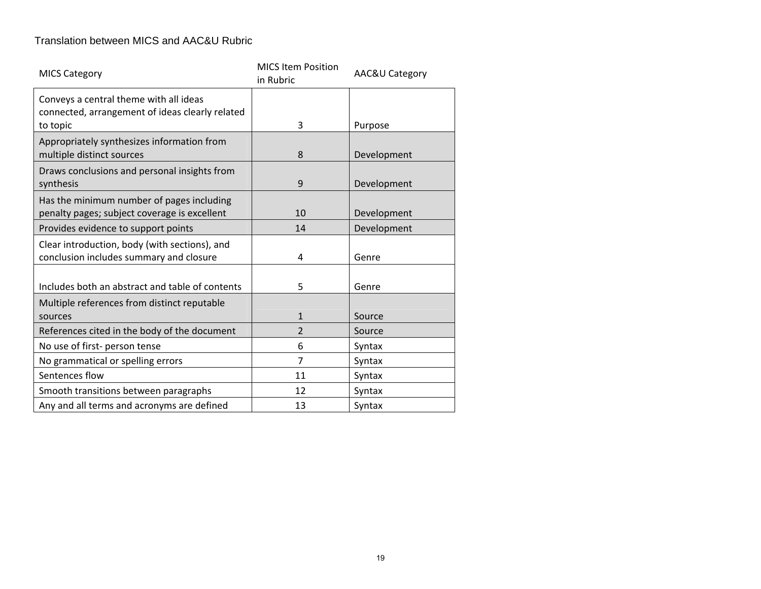Translation between MICS and AAC&U Rubric

| MICS Category | MICS Item Position in Rubric | AAC&U Category |
|---|---|---|
| Conveys a central theme with all ideas connected, arrangement of ideas clearly related to topic | 3 | Purpose |
| Appropriately synthesizes information from multiple distinct sources | 8 | Development |
| Draws conclusions and personal insights from synthesis | 9 | Development |
| Has the minimum number of pages including penalty pages; subject coverage is excellent | 10 | Development |
| Provides evidence to support points | 14 | Development |
| Clear introduction, body (with sections), and conclusion includes summary and closure | 4 | Genre |
| Includes both an abstract and table of contents | 5 | Genre |
| Multiple references from distinct reputable sources | 1 | Source |
| References cited in the body of the document | 2 | Source |
| No use of first- person tense | 6 | Syntax |
| No grammatical or spelling errors | 7 | Syntax |
| Sentences flow | 11 | Syntax |
| Smooth transitions between paragraphs | 12 | Syntax |
| Any and all terms and acronyms are defined | 13 | Syntax |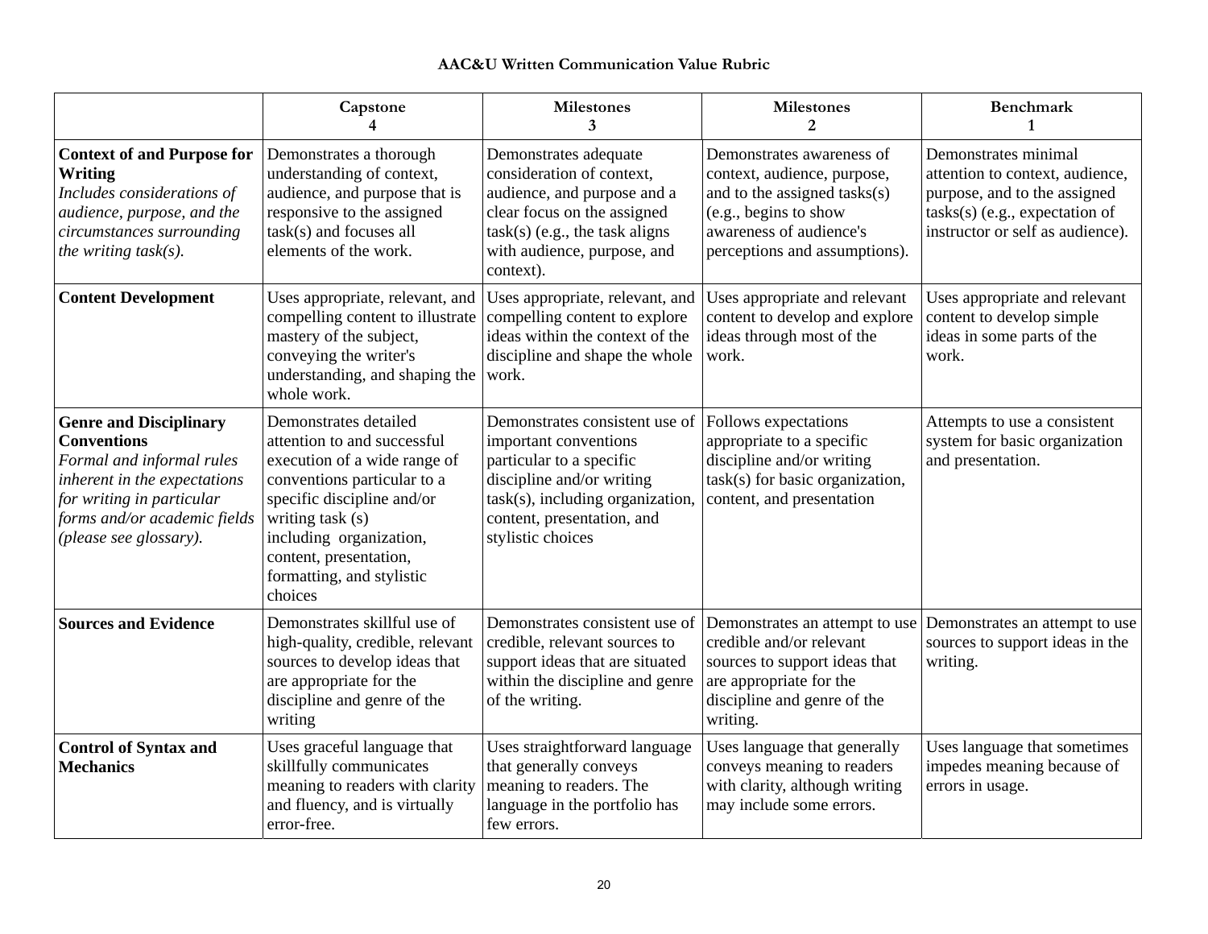**AAC&U Written Communication Value Rubric**

| | Capstone<br>4 | Milestones<br>3 | Milestones<br>2 | Benchmark<br>1 |
|---|---|---|---|---|
| **Context of and Purpose for Writing**<br>*Includes considerations of audience, purpose, and the circumstances surrounding the writing task(s).* | Demonstrates a thorough understanding of context, audience, and purpose that is responsive to the assigned task(s) and focuses all elements of the work. | Demonstrates adequate consideration of context, audience, and purpose and a clear focus on the assigned task(s) (e.g., the task aligns with audience, purpose, and context). | Demonstrates awareness of context, audience, purpose, and to the assigned tasks(s) (e.g., begins to show awareness of audience's perceptions and assumptions). | Demonstrates minimal attention to context, audience, purpose, and to the assigned tasks(s) (e.g., expectation of instructor or self as audience). |
| **Content Development** | Uses appropriate, relevant, and compelling content to illustrate mastery of the subject, conveying the writer's understanding, and shaping the whole work. | Uses appropriate, relevant, and compelling content to explore ideas within the context of the discipline and shape the whole work. | Uses appropriate and relevant content to develop and explore ideas through most of the work. | Uses appropriate and relevant content to develop simple ideas in some parts of the work. |
| **Genre and Disciplinary Conventions**<br>*Formal and informal rules inherent in the expectations for writing in particular forms and/or academic fields (please see glossary).* | Demonstrates detailed attention to and successful execution of a wide range of conventions particular to a specific discipline and/or writing task (s) including organization, content, presentation, formatting, and stylistic choices | Demonstrates consistent use of important conventions particular to a specific discipline and/or writing task(s), including organization, content, presentation, and stylistic choices | Follows expectations appropriate to a specific discipline and/or writing task(s) for basic organization, content, and presentation | Attempts to use a consistent system for basic organization and presentation. |
| **Sources and Evidence** | Demonstrates skillful use of high-quality, credible, relevant sources to develop ideas that are appropriate for the discipline and genre of the writing | Demonstrates consistent use of credible, relevant sources to support ideas that are situated within the discipline and genre of the writing. | Demonstrates an attempt to use credible and/or relevant sources to support ideas that are appropriate for the discipline and genre of the writing. | Demonstrates an attempt to use sources to support ideas in the writing. |
| **Control of Syntax and Mechanics** | Uses graceful language that skillfully communicates meaning to readers with clarity and fluency, and is virtually error-free. | Uses straightforward language that generally conveys meaning to readers. The language in the portfolio has few errors. | Uses language that generally conveys meaning to readers with clarity, although writing may include some errors. | Uses language that sometimes impedes meaning because of errors in usage. |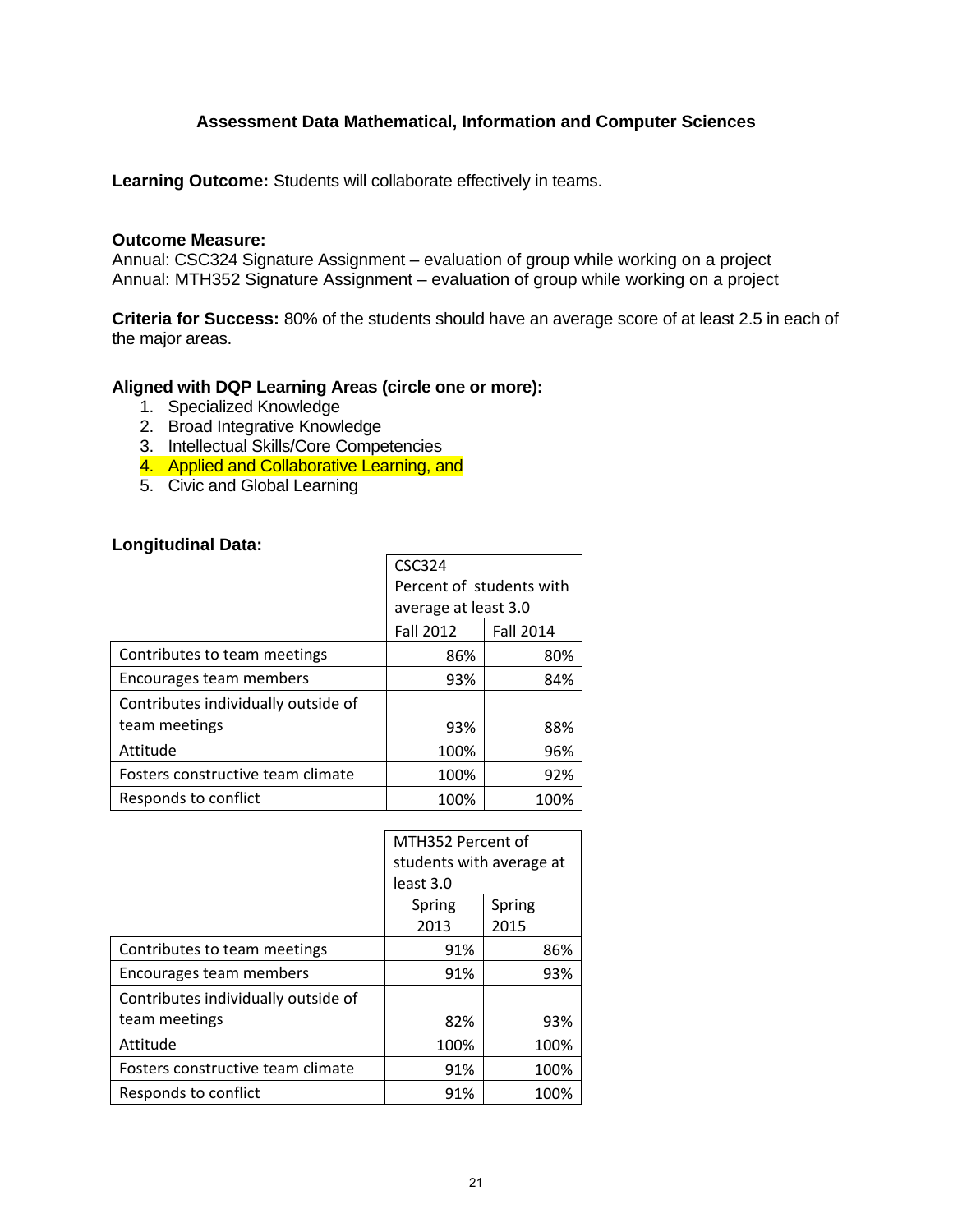**Assessment Data Mathematical, Information and Computer Sciences**

**Learning Outcome:** Students will collaborate effectively in teams.

**Outcome Measure:**
Annual: CSC324 Signature Assignment – evaluation of group while working on a project
Annual: MTH352 Signature Assignment – evaluation of group while working on a project

**Criteria for Success:** 80% of the students should have an average score of at least 2.5 in each of the major areas.

**Aligned with DQP Learning Areas (circle one or more):**

1. Specialized Knowledge
2. Broad Integrative Knowledge
3. Intellectual Skills/Core Competencies
4. Applied and Collaborative Learning, and
5. Civic and Global Learning

**Longitudinal Data:**

| | CSC324 Percent of students with average at least 3.0 | |
|---|---|---|
| | Fall 2012 | Fall 2014 |
| Contributes to team meetings | 86% | 80% |
| Encourages team members | 93% | 84% |
| Contributes individually outside of team meetings | 93% | 88% |
| Attitude | 100% | 96% |
| Fosters constructive team climate | 100% | 92% |
| Responds to conflict | 100% | 100% |

| | MTH352 Percent of students with average at least 3.0 | |
|---|---|---|
| | Spring 2013 | Spring 2015 |
| Contributes to team meetings | 91% | 86% |
| Encourages team members | 91% | 93% |
| Contributes individually outside of team meetings | 82% | 93% |
| Attitude | 100% | 100% |
| Fosters constructive team climate | 91% | 100% |
| Responds to conflict | 91% | 100% |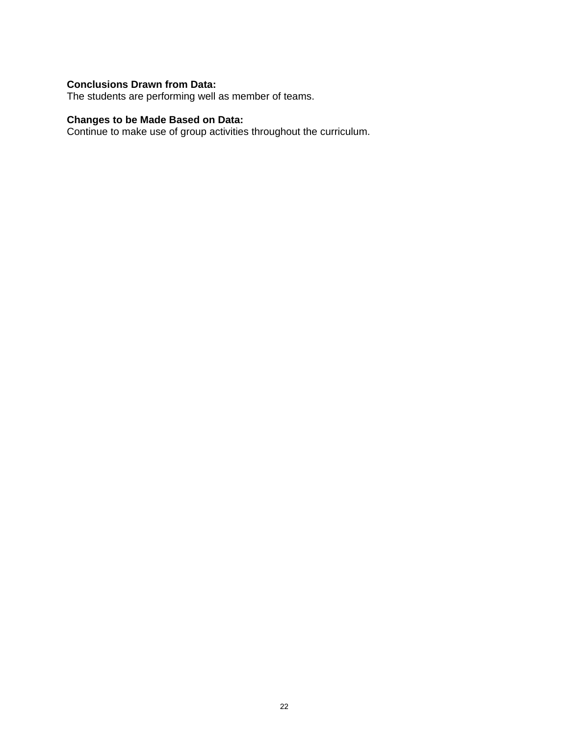**Conclusions Drawn from Data:**
The students are performing well as member of teams.

**Changes to be Made Based on Data:**
Continue to make use of group activities throughout the curriculum.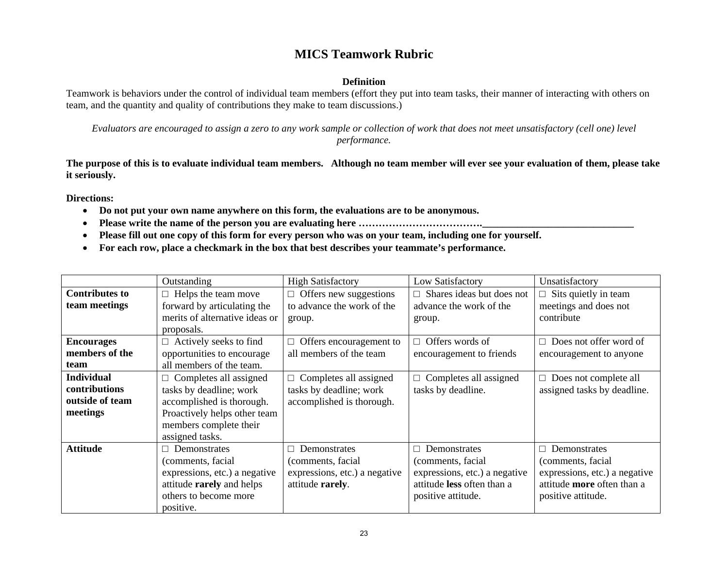# MICS Teamwork Rubric

**Definition**

Teamwork is behaviors under the control of individual team members (effort they put into team tasks, their manner of interacting with others on team, and the quantity and quality of contributions they make to team discussions.)

*Evaluators are encouraged to assign a zero to any work sample or collection of work that does not meet unsatisfactory (cell one) level performance.*

**The purpose of this is to evaluate individual team members. Although no team member will ever see your evaluation of them, please take it seriously.**

**Directions:**

- **Do not put your own name anywhere on this form, the evaluations are to be anonymous.**
- **Please write the name of the person you are evaluating here ……………………………….______________________________**
- **Please fill out one copy of this form for every person who was on your team, including one for yourself.**
- **For each row, place a checkmark in the box that best describes your teammate's performance.**

| | Outstanding | High Satisfactory | Low Satisfactory | Unsatisfactory |
|---|---|---|---|---|
| **Contributes to team meetings** | □ Helps the team move forward by articulating the merits of alternative ideas or proposals. | □ Offers new suggestions to advance the work of the group. | □ Shares ideas but does not advance the work of the group. | □ Sits quietly in team meetings and does not contribute |
| **Encourages members of the team** | □ Actively seeks to find opportunities to encourage all members of the team. | □ Offers encouragement to all members of the team | □ Offers words of encouragement to friends | □ Does not offer word of encouragement to anyone |
| **Individual contributions outside of team meetings** | □ Completes all assigned tasks by deadline; work accomplished is thorough. Proactively helps other team members complete their assigned tasks. | □ Completes all assigned tasks by deadline; work accomplished is thorough. | □ Completes all assigned tasks by deadline. | □ Does not complete all assigned tasks by deadline. |
| **Attitude** | □ Demonstrates (comments, facial expressions, etc.) a negative attitude **rarely** and helps others to become more positive. | □ Demonstrates (comments, facial expressions, etc.) a negative attitude **rarely**. | □ Demonstrates (comments, facial expressions, etc.) a negative attitude **less** often than a positive attitude. | □ Demonstrates (comments, facial expressions, etc.) a negative attitude **more** often than a positive attitude. |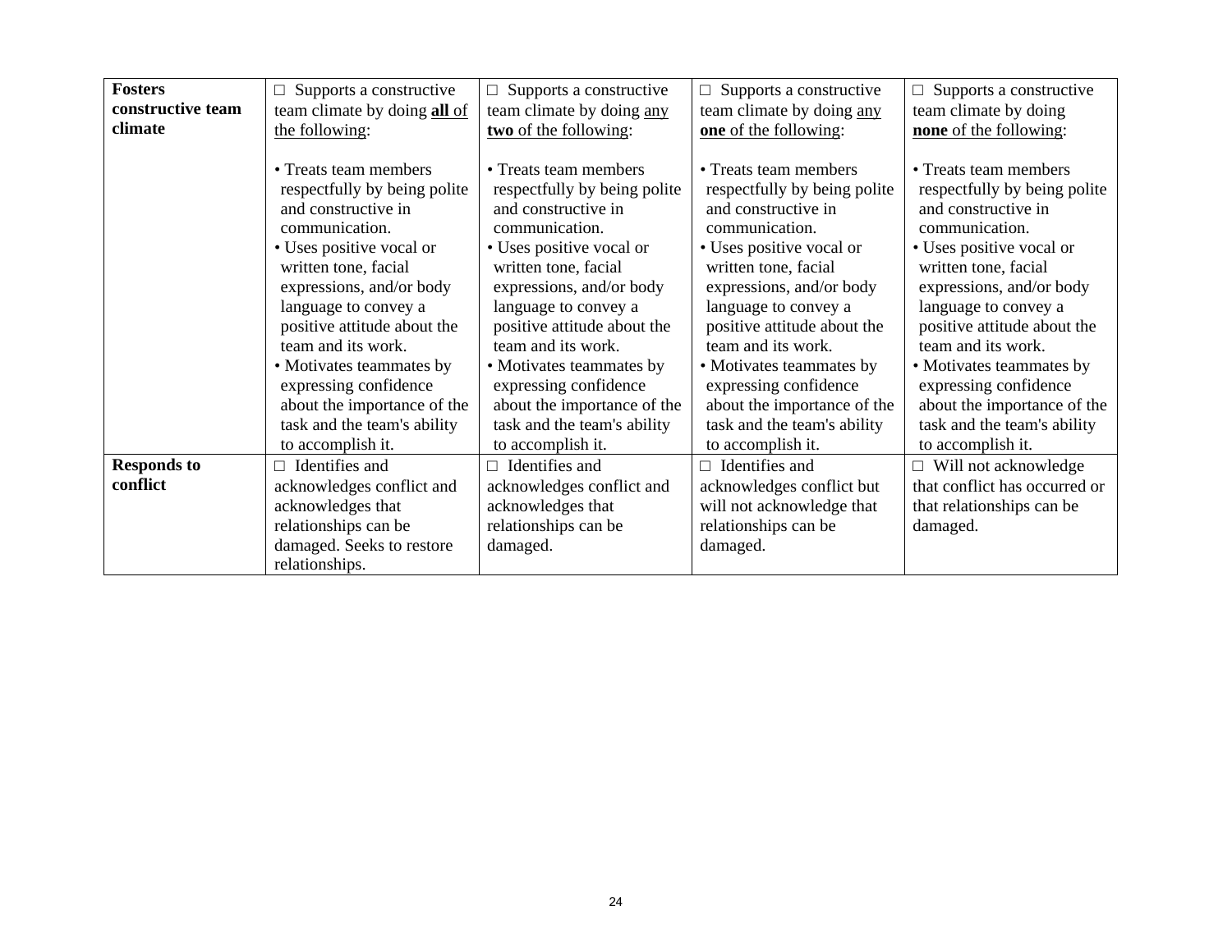| **Fosters constructive team climate** | □ Supports a constructive team climate by doing <u>**all** of the following</u>:<br><br>• Treats team members respectfully by being polite and constructive in communication.<br>• Uses positive vocal or written tone, facial expressions, and/or body language to convey a positive attitude about the team and its work.<br>• Motivates teammates by expressing confidence about the importance of the task and the team's ability to accomplish it. | □ Supports a constructive team climate by doing <u>any **two** of the following</u>:<br><br>• Treats team members respectfully by being polite and constructive in communication.<br>• Uses positive vocal or written tone, facial expressions, and/or body language to convey a positive attitude about the team and its work.<br>• Motivates teammates by expressing confidence about the importance of the task and the team's ability to accomplish it. | □ Supports a constructive team climate by doing <u>any **one** of the following</u>:<br><br>• Treats team members respectfully by being polite and constructive in communication.<br>• Uses positive vocal or written tone, facial expressions, and/or body language to convey a positive attitude about the team and its work.<br>• Motivates teammates by expressing confidence about the importance of the task and the team's ability to accomplish it. | □ Supports a constructive team climate by doing <u>**none** of the following</u>:<br><br>• Treats team members respectfully by being polite and constructive in communication.<br>• Uses positive vocal or written tone, facial expressions, and/or body language to convey a positive attitude about the team and its work.<br>• Motivates teammates by expressing confidence about the importance of the task and the team's ability to accomplish it. |
|---|---|---|---|---|
| **Responds to conflict** | □ Identifies and acknowledges conflict and acknowledges that relationships can be damaged. Seeks to restore relationships. | □ Identifies and acknowledges conflict and acknowledges that relationships can be damaged. | □ Identifies and acknowledges conflict but will not acknowledge that relationships can be damaged. | □ Will not acknowledge that conflict has occurred or that relationships can be damaged. |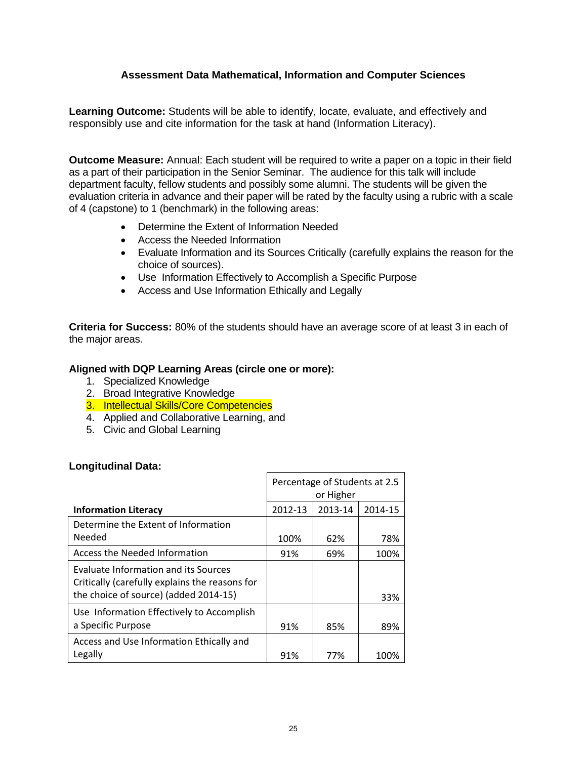### Assessment Data Mathematical, Information and Computer Sciences

**Learning Outcome:** Students will be able to identify, locate, evaluate, and effectively and responsibly use and cite information for the task at hand (Information Literacy).

**Outcome Measure:** Annual: Each student will be required to write a paper on a topic in their field as a part of their participation in the Senior Seminar. The audience for this talk will include department faculty, fellow students and possibly some alumni. The students will be given the evaluation criteria in advance and their paper will be rated by the faculty using a rubric with a scale of 4 (capstone) to 1 (benchmark) in the following areas:

- Determine the Extent of Information Needed
- Access the Needed Information
- Evaluate Information and its Sources Critically (carefully explains the reason for the choice of sources).
- Use Information Effectively to Accomplish a Specific Purpose
- Access and Use Information Ethically and Legally

**Criteria for Success:** 80% of the students should have an average score of at least 3 in each of the major areas.

**Aligned with DQP Learning Areas (circle one or more):**

1. Specialized Knowledge
2. Broad Integrative Knowledge
3. Intellectual Skills/Core Competencies
4. Applied and Collaborative Learning, and
5. Civic and Global Learning

**Longitudinal Data:**

| | Percentage of Students at 2.5 or Higher | | |
|---|---|---|---|
| **Information Literacy** | 2012-13 | 2013-14 | 2014-15 |
| Determine the Extent of Information Needed | 100% | 62% | 78% |
| Access the Needed Information | 91% | 69% | 100% |
| Evaluate Information and its Sources Critically (carefully explains the reasons for the choice of source) (added 2014-15) | | | 33% |
| Use Information Effectively to Accomplish a Specific Purpose | 91% | 85% | 89% |
| Access and Use Information Ethically and Legally | 91% | 77% | 100% |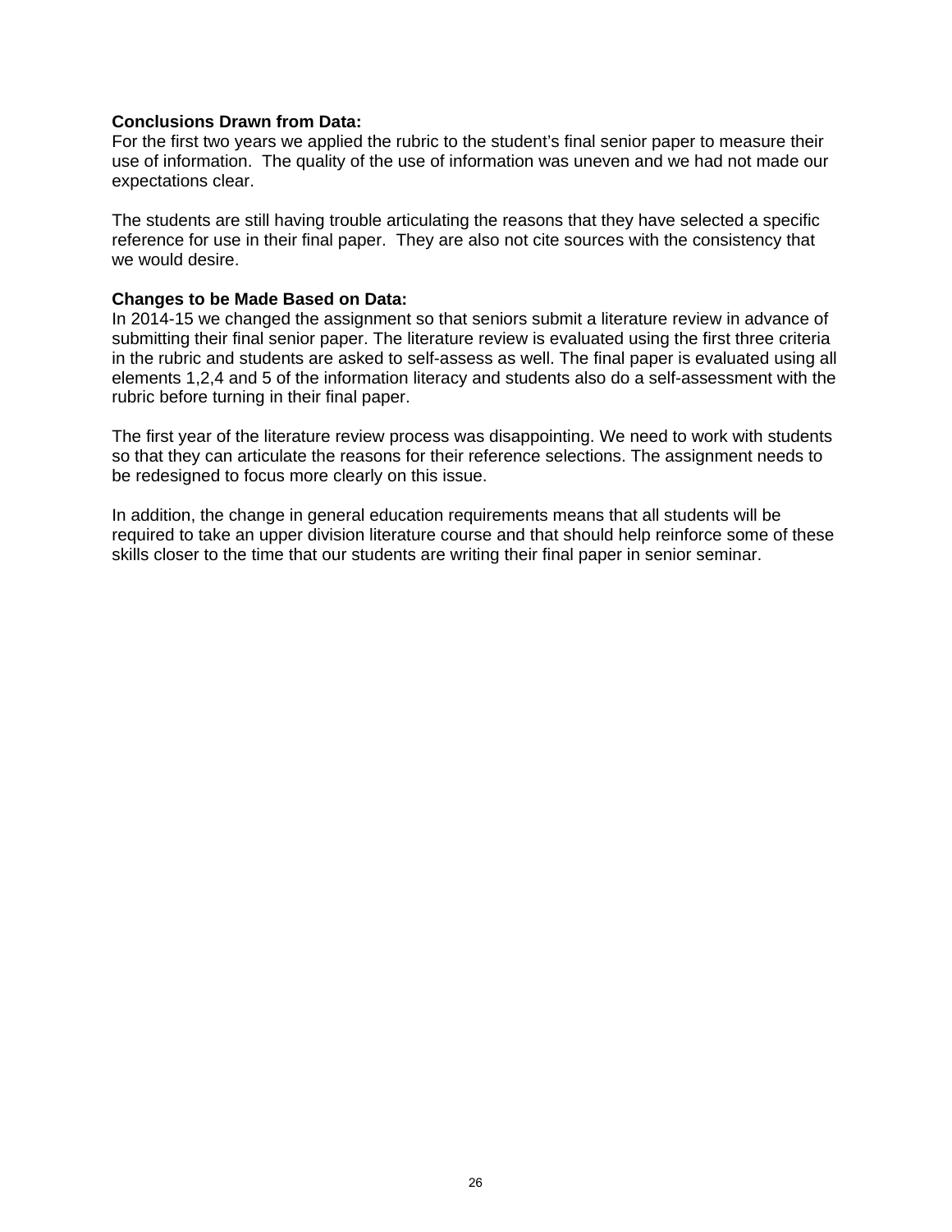**Conclusions Drawn from Data:**
For the first two years we applied the rubric to the student's final senior paper to measure their use of information. The quality of the use of information was uneven and we had not made our expectations clear.

The students are still having trouble articulating the reasons that they have selected a specific reference for use in their final paper. They are also not cite sources with the consistency that we would desire.

**Changes to be Made Based on Data:**
In 2014-15 we changed the assignment so that seniors submit a literature review in advance of submitting their final senior paper. The literature review is evaluated using the first three criteria in the rubric and students are asked to self-assess as well. The final paper is evaluated using all elements 1,2,4 and 5 of the information literacy and students also do a self-assessment with the rubric before turning in their final paper.

The first year of the literature review process was disappointing. We need to work with students so that they can articulate the reasons for their reference selections. The assignment needs to be redesigned to focus more clearly on this issue.

In addition, the change in general education requirements means that all students will be required to take an upper division literature course and that should help reinforce some of these skills closer to the time that our students are writing their final paper in senior seminar.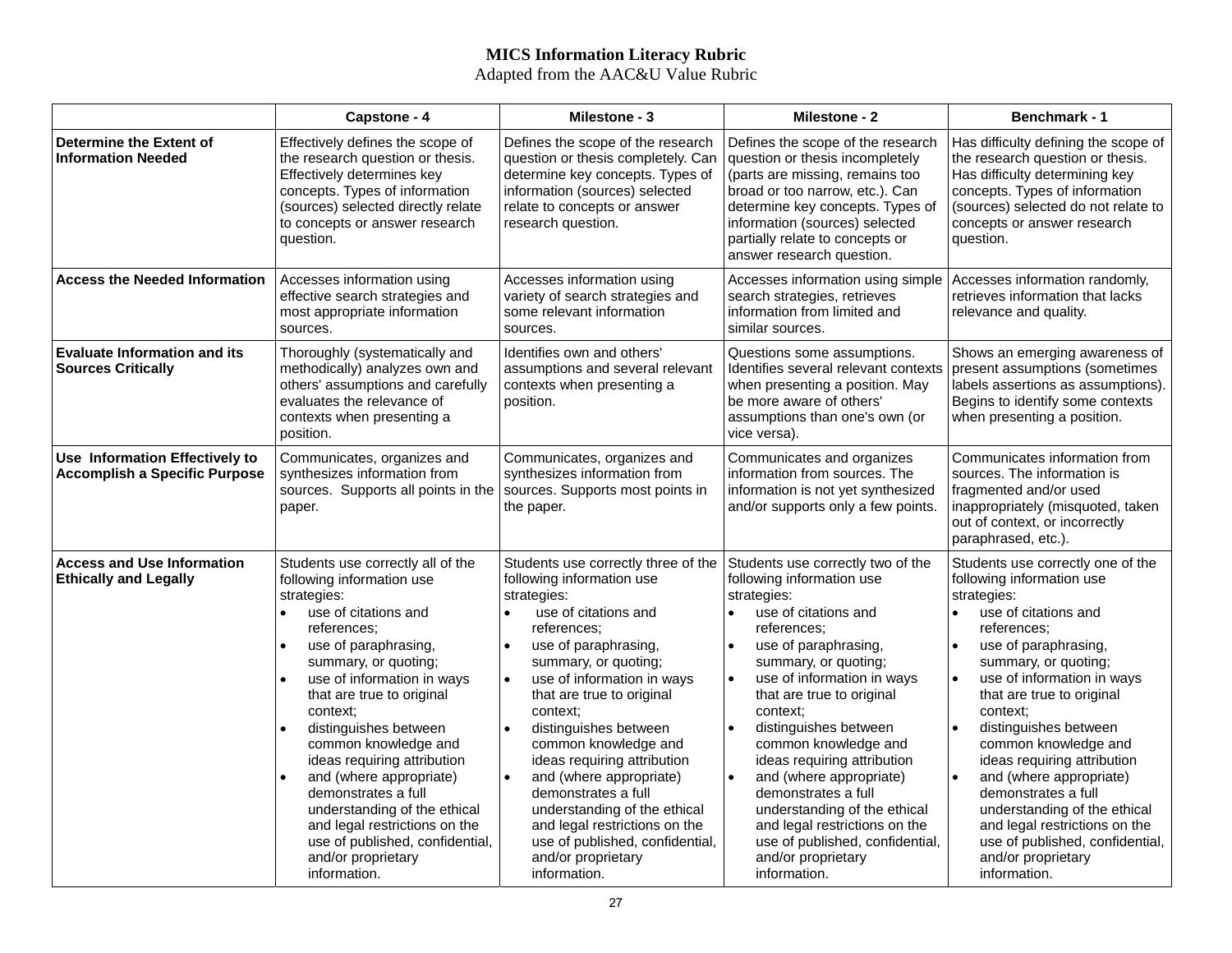# MICS Information Literacy Rubric

Adapted from the AAC&U Value Rubric

| | Capstone - 4 | Milestone - 3 | Milestone - 2 | Benchmark - 1 |
|---|---|---|---|---|
| **Determine the Extent of Information Needed** | Effectively defines the scope of the research question or thesis. Effectively determines key concepts. Types of information (sources) selected directly relate to concepts or answer research question. | Defines the scope of the research question or thesis completely. Can determine key concepts. Types of information (sources) selected relate to concepts or answer research question. | Defines the scope of the research question or thesis incompletely (parts are missing, remains too broad or too narrow, etc.). Can determine key concepts. Types of information (sources) selected partially relate to concepts or answer research question. | Has difficulty defining the scope of the research question or thesis. Has difficulty determining key concepts. Types of information (sources) selected do not relate to concepts or answer research question. |
| **Access the Needed Information** | Accesses information using effective search strategies and most appropriate information sources. | Accesses information using variety of search strategies and some relevant information sources. | Accesses information using simple search strategies, retrieves information from limited and similar sources. | Accesses information randomly, retrieves information that lacks relevance and quality. |
| **Evaluate Information and its Sources Critically** | Thoroughly (systematically and methodically) analyzes own and others' assumptions and carefully evaluates the relevance of contexts when presenting a position. | Identifies own and others' assumptions and several relevant contexts when presenting a position. | Questions some assumptions. Identifies several relevant contexts when presenting a position. May be more aware of others' assumptions than one's own (or vice versa). | Shows an emerging awareness of present assumptions (sometimes labels assertions as assumptions). Begins to identify some contexts when presenting a position. |
| **Use Information Effectively to Accomplish a Specific Purpose** | Communicates, organizes and synthesizes information from sources. Supports all points in the paper. | Communicates, organizes and synthesizes information from sources. Supports most points in the paper. | Communicates and organizes information from sources. The information is not yet synthesized and/or supports only a few points. | Communicates information from sources. The information is fragmented and/or used inappropriately (misquoted, taken out of context, or incorrectly paraphrased, etc.). |
| **Access and Use Information Ethically and Legally** | Students use correctly all of the following information use strategies:<br>• use of citations and references;<br>• use of paraphrasing, summary, or quoting;<br>• use of information in ways that are true to original context;<br>• distinguishes between common knowledge and ideas requiring attribution<br>• and (where appropriate) demonstrates a full understanding of the ethical and legal restrictions on the use of published, confidential, and/or proprietary information. | Students use correctly three of the following information use strategies:<br>• use of citations and references;<br>• use of paraphrasing, summary, or quoting;<br>• use of information in ways that are true to original context;<br>• distinguishes between common knowledge and ideas requiring attribution<br>• and (where appropriate) demonstrates a full understanding of the ethical and legal restrictions on the use of published, confidential, and/or proprietary information. | Students use correctly two of the following information use strategies:<br>• use of citations and references;<br>• use of paraphrasing, summary, or quoting;<br>• use of information in ways that are true to original context;<br>• distinguishes between common knowledge and ideas requiring attribution<br>• and (where appropriate) demonstrates a full understanding of the ethical and legal restrictions on the use of published, confidential, and/or proprietary information. | Students use correctly one of the following information use strategies:<br>• use of citations and references;<br>• use of paraphrasing, summary, or quoting;<br>• use of information in ways that are true to original context;<br>• distinguishes between common knowledge and ideas requiring attribution<br>• and (where appropriate) demonstrates a full understanding of the ethical and legal restrictions on the use of published, confidential, and/or proprietary information. |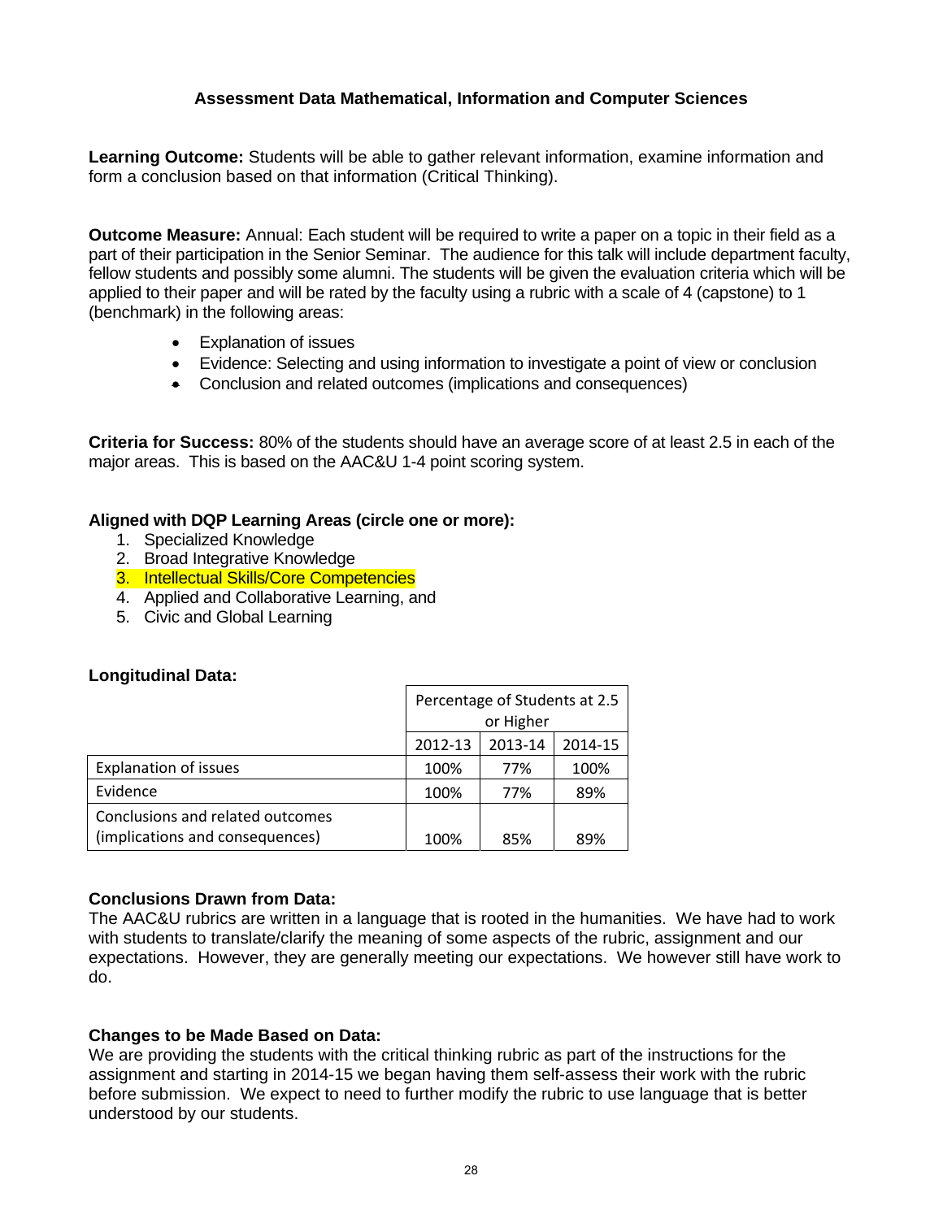## Assessment Data Mathematical, Information and Computer Sciences

**Learning Outcome:** Students will be able to gather relevant information, examine information and form a conclusion based on that information (Critical Thinking).

**Outcome Measure:** Annual: Each student will be required to write a paper on a topic in their field as a part of their participation in the Senior Seminar. The audience for this talk will include department faculty, fellow students and possibly some alumni. The students will be given the evaluation criteria which will be applied to their paper and will be rated by the faculty using a rubric with a scale of 4 (capstone) to 1 (benchmark) in the following areas:

- Explanation of issues
- Evidence: Selecting and using information to investigate a point of view or conclusion
- Conclusion and related outcomes (implications and consequences)

**Criteria for Success:** 80% of the students should have an average score of at least 2.5 in each of the major areas. This is based on the AAC&U 1-4 point scoring system.

**Aligned with DQP Learning Areas (circle one or more):**

1. Specialized Knowledge
2. Broad Integrative Knowledge
3. Intellectual Skills/Core Competencies
4. Applied and Collaborative Learning, and
5. Civic and Global Learning

**Longitudinal Data:**

| | Percentage of Students at 2.5 or Higher | | |
|---|---|---|---|
| | 2012-13 | 2013-14 | 2014-15 |
| Explanation of issues | 100% | 77% | 100% |
| Evidence | 100% | 77% | 89% |
| Conclusions and related outcomes (implications and consequences) | 100% | 85% | 89% |

**Conclusions Drawn from Data:**
The AAC&U rubrics are written in a language that is rooted in the humanities. We have had to work with students to translate/clarify the meaning of some aspects of the rubric, assignment and our expectations. However, they are generally meeting our expectations. We however still have work to do.

**Changes to be Made Based on Data:**
We are providing the students with the critical thinking rubric as part of the instructions for the assignment and starting in 2014-15 we began having them self-assess their work with the rubric before submission. We expect to need to further modify the rubric to use language that is better understood by our students.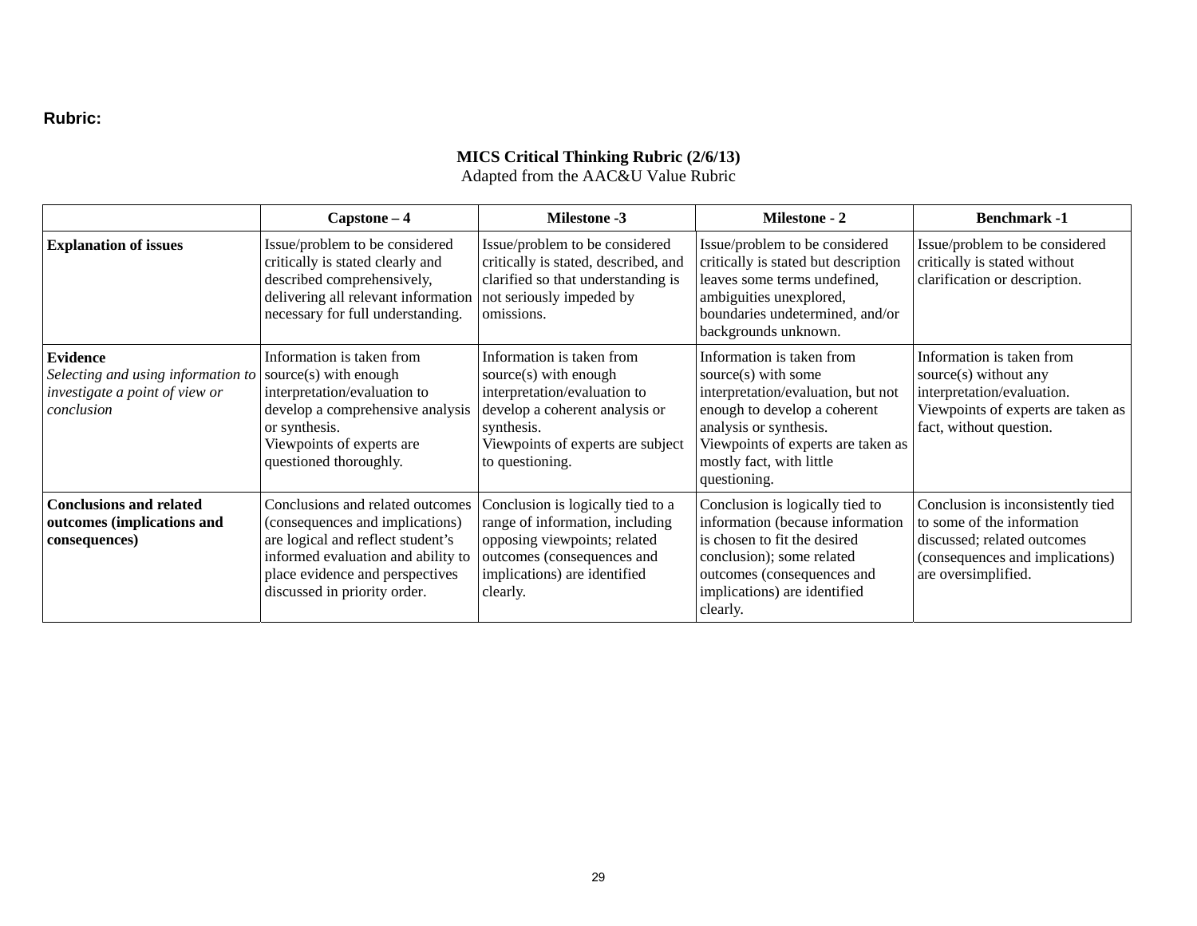**Rubric:**

**MICS Critical Thinking Rubric (2/6/13)**
Adapted from the AAC&U Value Rubric

| | **Capstone – 4** | **Milestone -3** | **Milestone - 2** | **Benchmark -1** |
|---|---|---|---|---|
| **Explanation of issues** | Issue/problem to be considered critically is stated clearly and described comprehensively, delivering all relevant information necessary for full understanding. | Issue/problem to be considered critically is stated, described, and clarified so that understanding is not seriously impeded by omissions. | Issue/problem to be considered critically is stated but description leaves some terms undefined, ambiguities unexplored, boundaries undetermined, and/or backgrounds unknown. | Issue/problem to be considered critically is stated without clarification or description. |
| **Evidence** *Selecting and using information to investigate a point of view or conclusion* | Information is taken from source(s) with enough interpretation/evaluation to develop a comprehensive analysis or synthesis. Viewpoints of experts are questioned thoroughly. | Information is taken from source(s) with enough interpretation/evaluation to develop a coherent analysis or synthesis. Viewpoints of experts are subject to questioning. | Information is taken from source(s) with some interpretation/evaluation, but not enough to develop a coherent analysis or synthesis. Viewpoints of experts are taken as mostly fact, with little questioning. | Information is taken from source(s) without any interpretation/evaluation. Viewpoints of experts are taken as fact, without question. |
| **Conclusions and related outcomes (implications and consequences)** | Conclusions and related outcomes (consequences and implications) are logical and reflect student's informed evaluation and ability to place evidence and perspectives discussed in priority order. | Conclusion is logically tied to a range of information, including opposing viewpoints; related outcomes (consequences and implications) are identified clearly. | Conclusion is logically tied to information (because information is chosen to fit the desired conclusion); some related outcomes (consequences and implications) are identified clearly. | Conclusion is inconsistently tied to some of the information discussed; related outcomes (consequences and implications) are oversimplified. |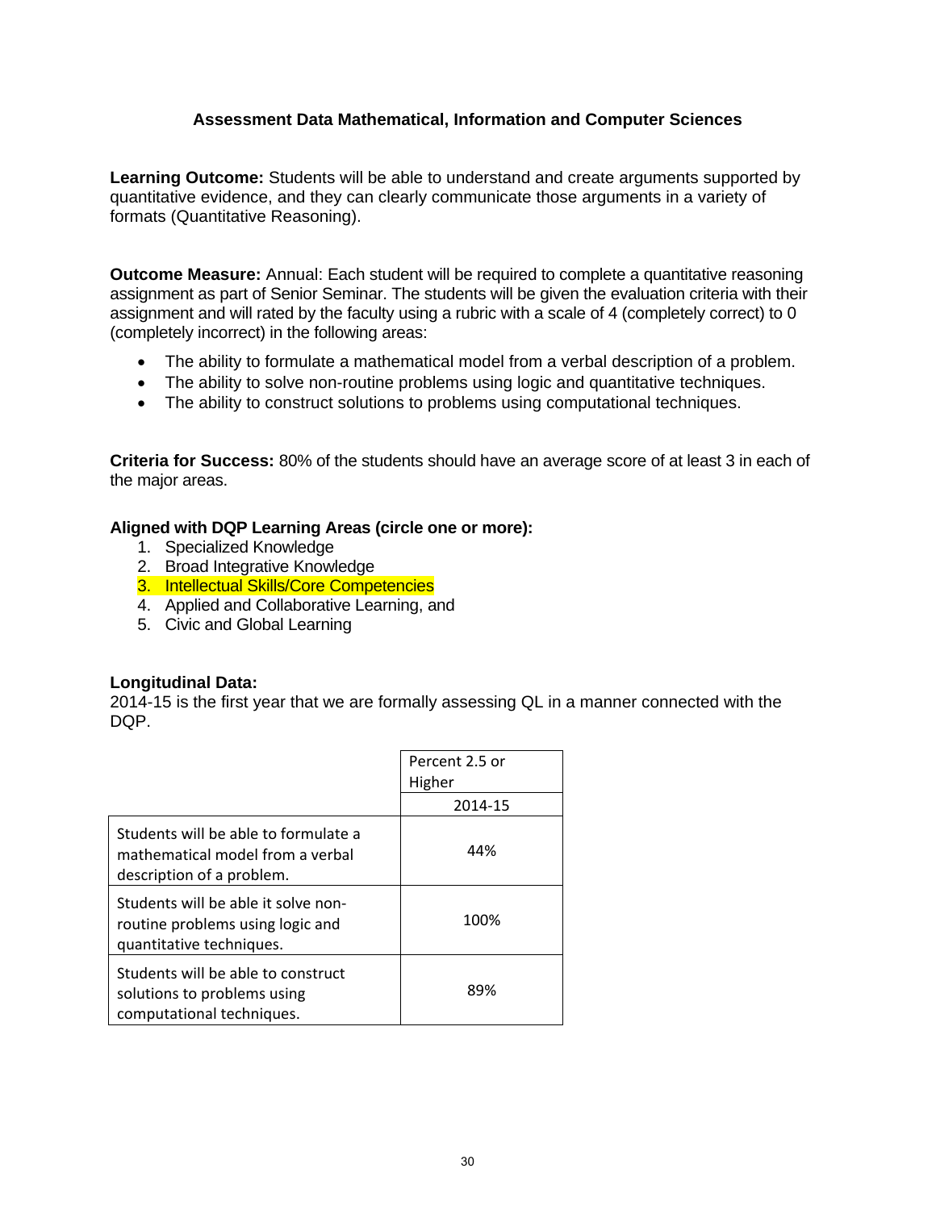**Assessment Data Mathematical, Information and Computer Sciences**

**Learning Outcome:** Students will be able to understand and create arguments supported by quantitative evidence, and they can clearly communicate those arguments in a variety of formats (Quantitative Reasoning).

**Outcome Measure:** Annual: Each student will be required to complete a quantitative reasoning assignment as part of Senior Seminar. The students will be given the evaluation criteria with their assignment and will rated by the faculty using a rubric with a scale of 4 (completely correct) to 0 (completely incorrect) in the following areas:

- The ability to formulate a mathematical model from a verbal description of a problem.
- The ability to solve non-routine problems using logic and quantitative techniques.
- The ability to construct solutions to problems using computational techniques.

**Criteria for Success:** 80% of the students should have an average score of at least 3 in each of the major areas.

**Aligned with DQP Learning Areas (circle one or more):**

1. Specialized Knowledge
2. Broad Integrative Knowledge
3. Intellectual Skills/Core Competencies
4. Applied and Collaborative Learning, and
5. Civic and Global Learning

**Longitudinal Data:**
2014-15 is the first year that we are formally assessing QL in a manner connected with the DQP.

| | Percent 2.5 or Higher |
|---|---|
| | 2014-15 |
| Students will be able to formulate a mathematical model from a verbal description of a problem. | 44% |
| Students will be able it solve non-routine problems using logic and quantitative techniques. | 100% |
| Students will be able to construct solutions to problems using computational techniques. | 89% |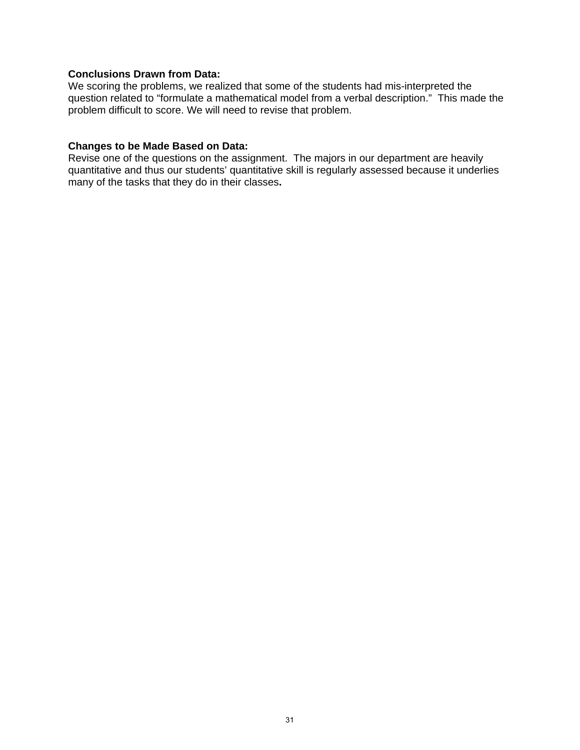**Conclusions Drawn from Data:**
We scoring the problems, we realized that some of the students had mis-interpreted the question related to "formulate a mathematical model from a verbal description." This made the problem difficult to score. We will need to revise that problem.

**Changes to be Made Based on Data:**
Revise one of the questions on the assignment. The majors in our department are heavily quantitative and thus our students' quantitative skill is regularly assessed because it underlies many of the tasks that they do in their classes**.**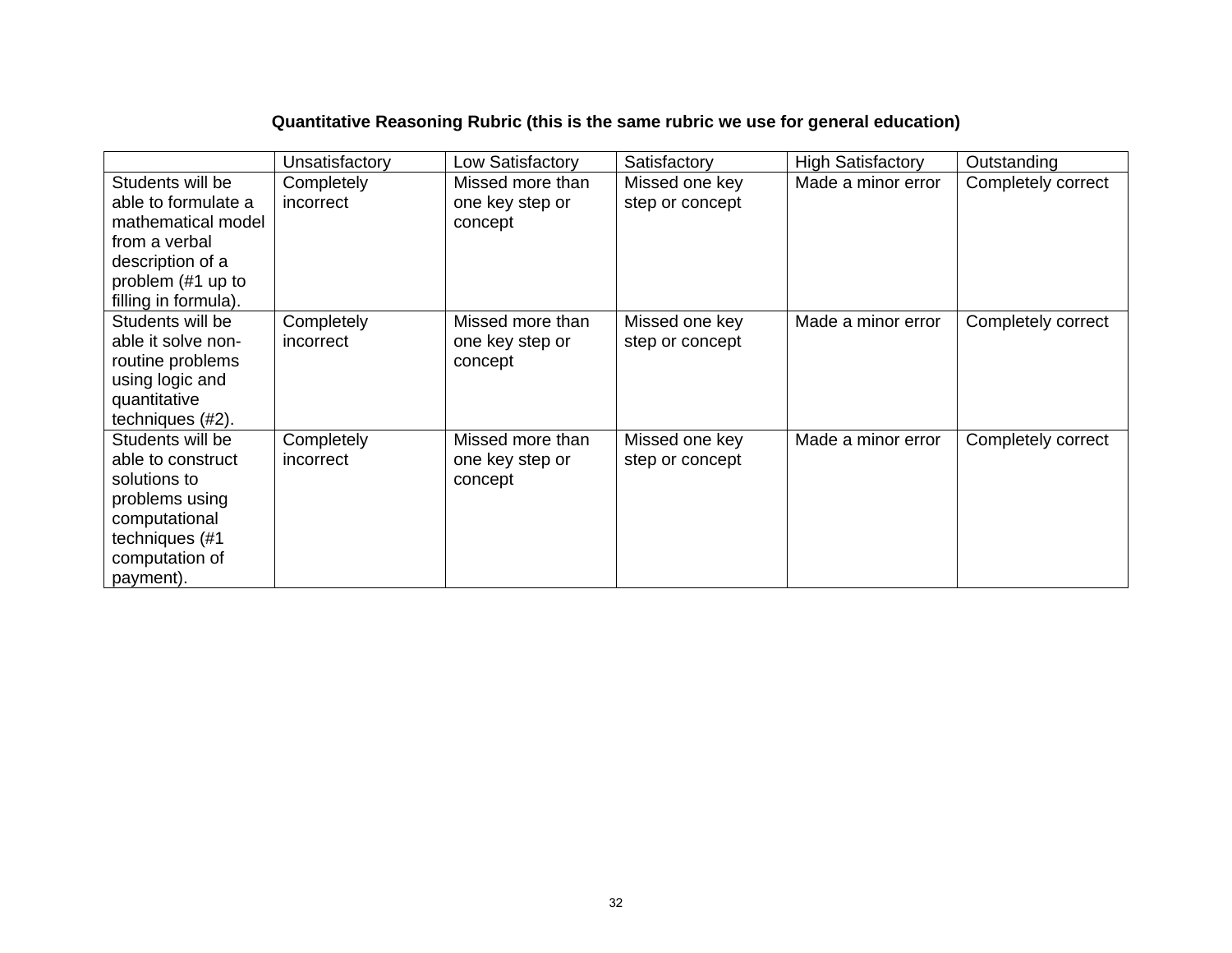**Quantitative Reasoning Rubric (this is the same rubric we use for general education)**

| | Unsatisfactory | Low Satisfactory | Satisfactory | High Satisfactory | Outstanding |
|---|---|---|---|---|---|
| Students will be able to formulate a mathematical model from a verbal description of a problem (#1 up to filling in formula). | Completely incorrect | Missed more than one key step or concept | Missed one key step or concept | Made a minor error | Completely correct |
| Students will be able it solve non-routine problems using logic and quantitative techniques (#2). | Completely incorrect | Missed more than one key step or concept | Missed one key step or concept | Made a minor error | Completely correct |
| Students will be able to construct solutions to problems using computational techniques (#1 computation of payment). | Completely incorrect | Missed more than one key step or concept | Missed one key step or concept | Made a minor error | Completely correct |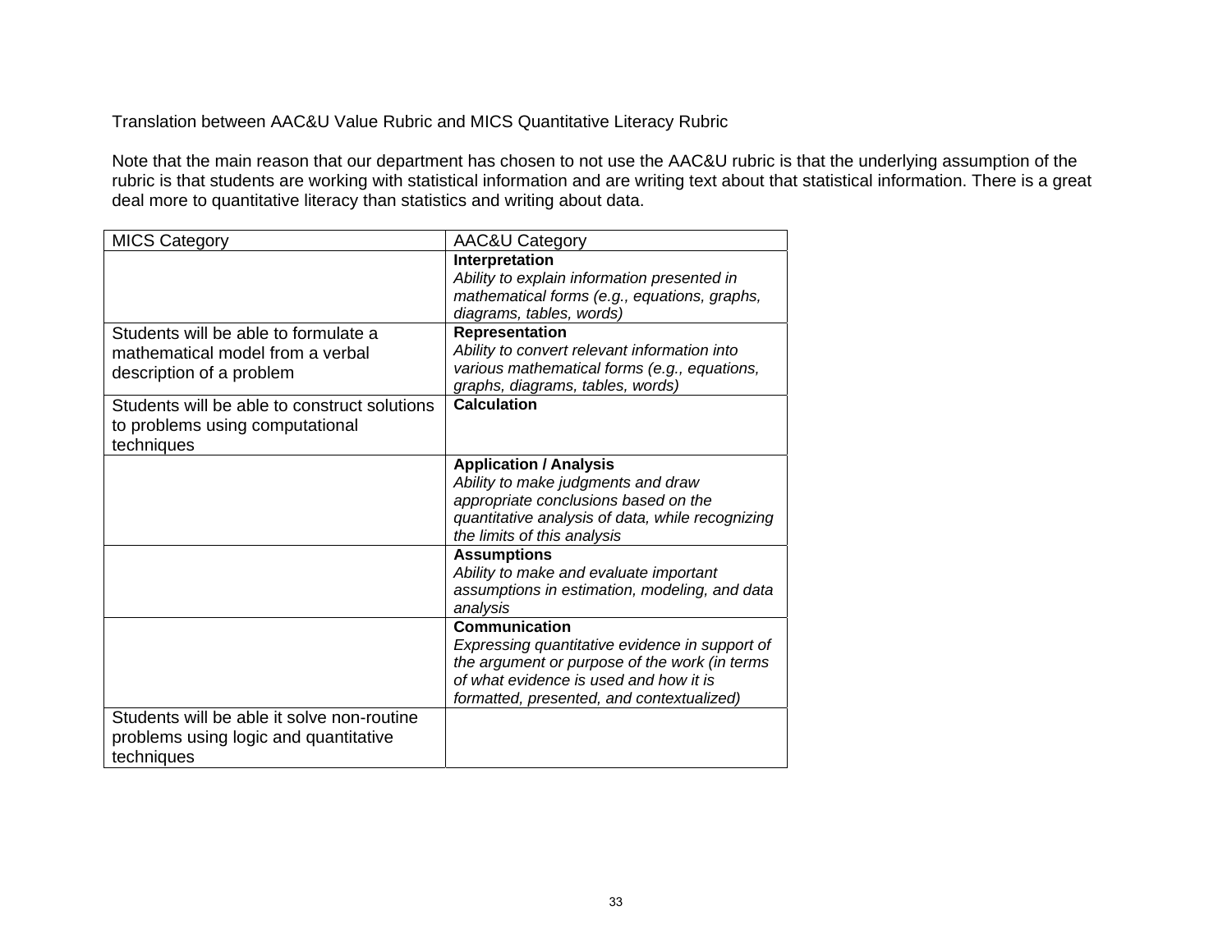Translation between AAC&U Value Rubric and MICS Quantitative Literacy Rubric

Note that the main reason that our department has chosen to not use the AAC&U rubric is that the underlying assumption of the rubric is that students are working with statistical information and are writing text about that statistical information. There is a great deal more to quantitative literacy than statistics and writing about data.

| MICS Category | AAC&U Category |
|---|---|
| | **Interpretation**<br>*Ability to explain information presented in mathematical forms (e.g., equations, graphs, diagrams, tables, words)* |
| Students will be able to formulate a mathematical model from a verbal description of a problem | **Representation**<br>*Ability to convert relevant information into various mathematical forms (e.g., equations, graphs, diagrams, tables, words)* |
| Students will be able to construct solutions to problems using computational techniques | **Calculation** |
| | **Application / Analysis**<br>*Ability to make judgments and draw appropriate conclusions based on the quantitative analysis of data, while recognizing the limits of this analysis* |
| | **Assumptions**<br>*Ability to make and evaluate important assumptions in estimation, modeling, and data analysis* |
| | **Communication**<br>*Expressing quantitative evidence in support of the argument or purpose of the work (in terms of what evidence is used and how it is formatted, presented, and contextualized)* |
| Students will be able it solve non-routine problems using logic and quantitative techniques | |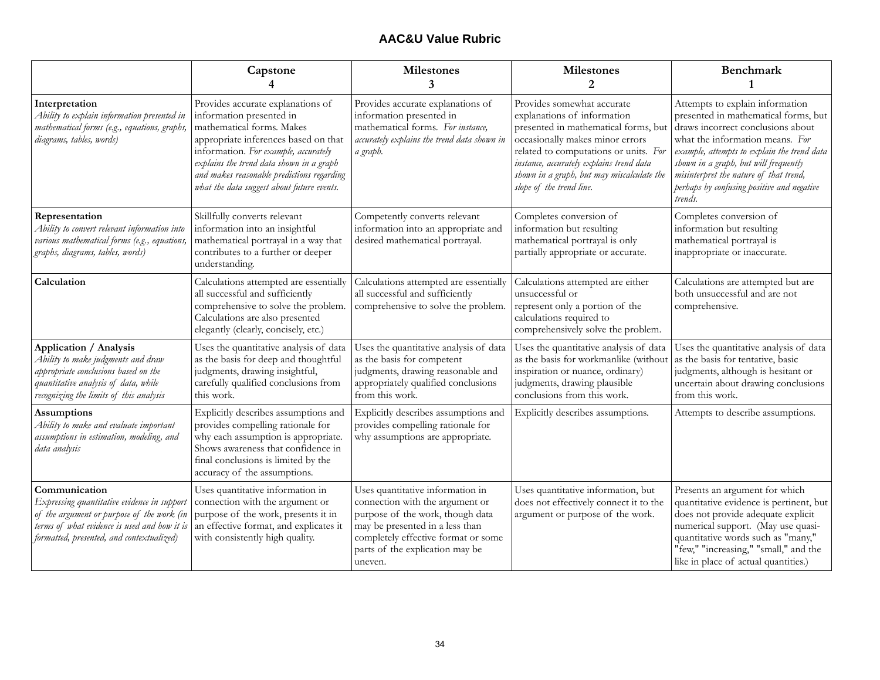# AAC&U Value Rubric

| | Capstone 4 | Milestones 3 | Milestones 2 | Benchmark 1 |
|---|---|---|---|---|
| **Interpretation** *Ability to explain information presented in mathematical forms (e.g., equations, graphs, diagrams, tables, words)* | Provides accurate explanations of information presented in mathematical forms. Makes appropriate inferences based on that information. *For example, accurately explains the trend data shown in a graph and makes reasonable predictions regarding what the data suggest about future events.* | Provides accurate explanations of information presented in mathematical forms. *For instance, accurately explains the trend data shown in a graph.* | Provides somewhat accurate explanations of information presented in mathematical forms, but occasionally makes minor errors related to computations or units. *For instance, accurately explains trend data shown in a graph, but may miscalculate the slope of the trend line.* | Attempts to explain information presented in mathematical forms, but draws incorrect conclusions about what the information means. *For example, attempts to explain the trend data shown in a graph, but will frequently misinterpret the nature of that trend, perhaps by confusing positive and negative trends.* |
| **Representation** *Ability to convert relevant information into various mathematical forms (e.g., equations, graphs, diagrams, tables, words)* | Skillfully converts relevant information into an insightful mathematical portrayal in a way that contributes to a further or deeper understanding. | Competently converts relevant information into an appropriate and desired mathematical portrayal. | Completes conversion of information but resulting mathematical portrayal is only partially appropriate or accurate. | Completes conversion of information but resulting mathematical portrayal is inappropriate or inaccurate. |
| **Calculation** | Calculations attempted are essentially all successful and sufficiently comprehensive to solve the problem. Calculations are also presented elegantly (clearly, concisely, etc.) | Calculations attempted are essentially all successful and sufficiently comprehensive to solve the problem. | Calculations attempted are either unsuccessful or represent only a portion of the calculations required to comprehensively solve the problem. | Calculations are attempted but are both unsuccessful and are not comprehensive. |
| **Application / Analysis** *Ability to make judgments and draw appropriate conclusions based on the quantitative analysis of data, while recognizing the limits of this analysis* | Uses the quantitative analysis of data as the basis for deep and thoughtful judgments, drawing insightful, carefully qualified conclusions from this work. | Uses the quantitative analysis of data as the basis for competent judgments, drawing reasonable and appropriately qualified conclusions from this work. | Uses the quantitative analysis of data as the basis for workmanlike (without inspiration or nuance, ordinary) judgments, drawing plausible conclusions from this work. | Uses the quantitative analysis of data as the basis for tentative, basic judgments, although is hesitant or uncertain about drawing conclusions from this work. |
| **Assumptions** *Ability to make and evaluate important assumptions in estimation, modeling, and data analysis* | Explicitly describes assumptions and provides compelling rationale for why each assumption is appropriate. Shows awareness that confidence in final conclusions is limited by the accuracy of the assumptions. | Explicitly describes assumptions and provides compelling rationale for why assumptions are appropriate. | Explicitly describes assumptions. | Attempts to describe assumptions. |
| **Communication** *Expressing quantitative evidence in support of the argument or purpose of the work (in terms of what evidence is used and how it is formatted, presented, and contextualized)* | Uses quantitative information in connection with the argument or purpose of the work, presents it in an effective format, and explicates it with consistently high quality. | Uses quantitative information in connection with the argument or purpose of the work, though data may be presented in a less than completely effective format or some parts of the explication may be uneven. | Uses quantitative information, but does not effectively connect it to the argument or purpose of the work. | Presents an argument for which quantitative evidence is pertinent, but does not provide adequate explicit numerical support. (May use quasi-quantitative words such as "many," "few," "increasing," "small," and the like in place of actual quantities.) |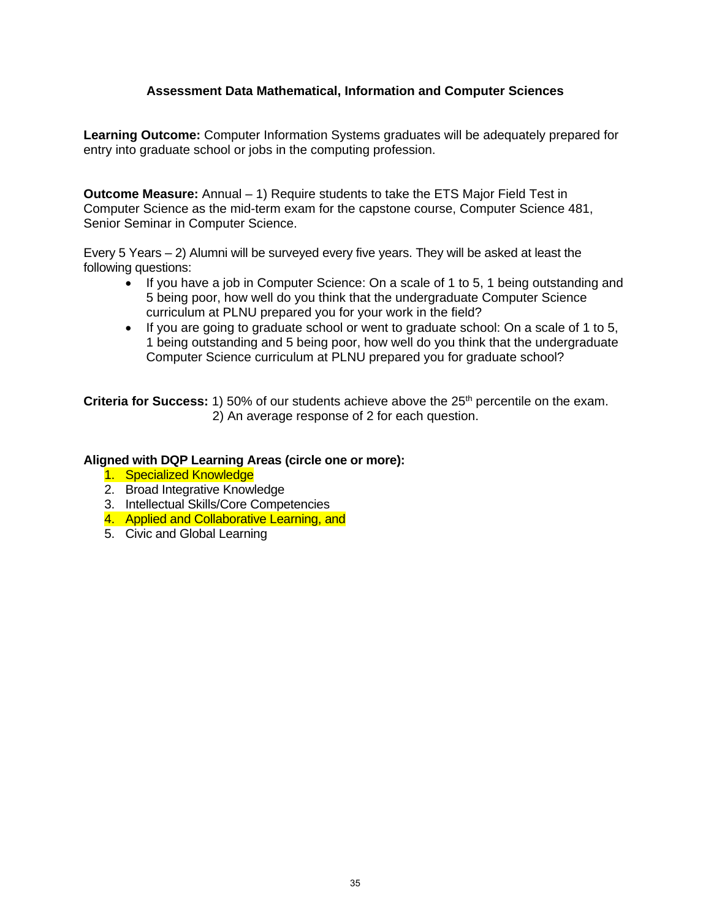### Assessment Data Mathematical, Information and Computer Sciences

**Learning Outcome:** Computer Information Systems graduates will be adequately prepared for entry into graduate school or jobs in the computing profession.

**Outcome Measure:** Annual – 1) Require students to take the ETS Major Field Test in Computer Science as the mid-term exam for the capstone course, Computer Science 481, Senior Seminar in Computer Science.

Every 5 Years – 2) Alumni will be surveyed every five years. They will be asked at least the following questions:

- If you have a job in Computer Science: On a scale of 1 to 5, 1 being outstanding and 5 being poor, how well do you think that the undergraduate Computer Science curriculum at PLNU prepared you for your work in the field?
- If you are going to graduate school or went to graduate school: On a scale of 1 to 5, 1 being outstanding and 5 being poor, how well do you think that the undergraduate Computer Science curriculum at PLNU prepared you for graduate school?

**Criteria for Success:** 1) 50% of our students achieve above the 25th percentile on the exam.
2) An average response of 2 for each question.

**Aligned with DQP Learning Areas (circle one or more):**

1. Specialized Knowledge
2. Broad Integrative Knowledge
3. Intellectual Skills/Core Competencies
4. Applied and Collaborative Learning, and
5. Civic and Global Learning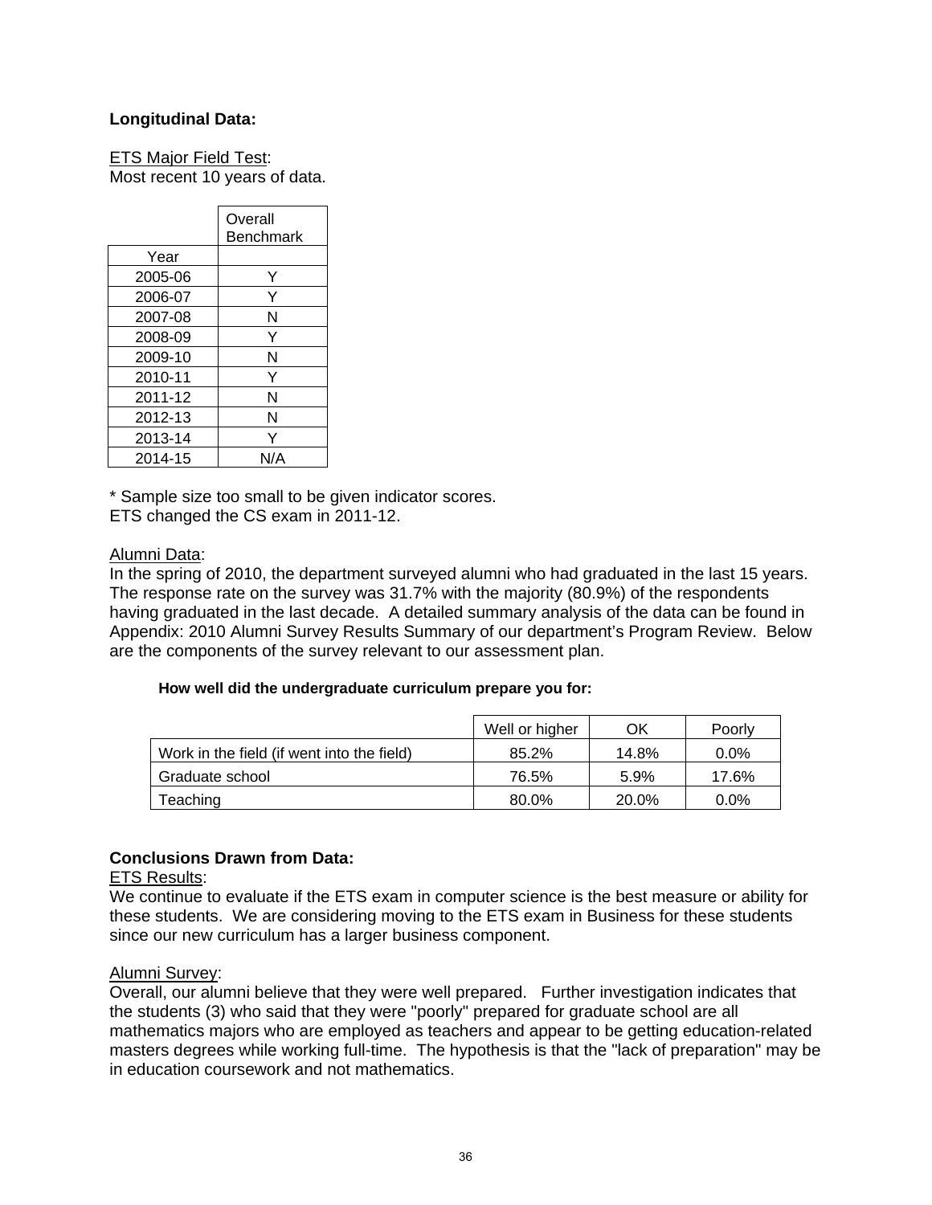**Longitudinal Data:**

ETS Major Field Test:
Most recent 10 years of data.

| Year | Overall Benchmark |
|---|---|
| 2005-06 | Y |
| 2006-07 | Y |
| 2007-08 | N |
| 2008-09 | Y |
| 2009-10 | N |
| 2010-11 | Y |
| 2011-12 | N |
| 2012-13 | N |
| 2013-14 | Y |
| 2014-15 | N/A |

* Sample size too small to be given indicator scores.
ETS changed the CS exam in 2011-12.

Alumni Data:
In the spring of 2010, the department surveyed alumni who had graduated in the last 15 years. The response rate on the survey was 31.7% with the majority (80.9%) of the respondents having graduated in the last decade. A detailed summary analysis of the data can be found in Appendix: 2010 Alumni Survey Results Summary of our department's Program Review. Below are the components of the survey relevant to our assessment plan.

**How well did the undergraduate curriculum prepare you for:**

| | Well or higher | OK | Poorly |
|---|---|---|---|
| Work in the field (if went into the field) | 85.2% | 14.8% | 0.0% |
| Graduate school | 76.5% | 5.9% | 17.6% |
| Teaching | 80.0% | 20.0% | 0.0% |

**Conclusions Drawn from Data:**

ETS Results:
We continue to evaluate if the ETS exam in computer science is the best measure or ability for these students. We are considering moving to the ETS exam in Business for these students since our new curriculum has a larger business component.

Alumni Survey:
Overall, our alumni believe that they were well prepared. Further investigation indicates that the students (3) who said that they were "poorly" prepared for graduate school are all mathematics majors who are employed as teachers and appear to be getting education-related masters degrees while working full-time. The hypothesis is that the "lack of preparation" may be in education coursework and not mathematics.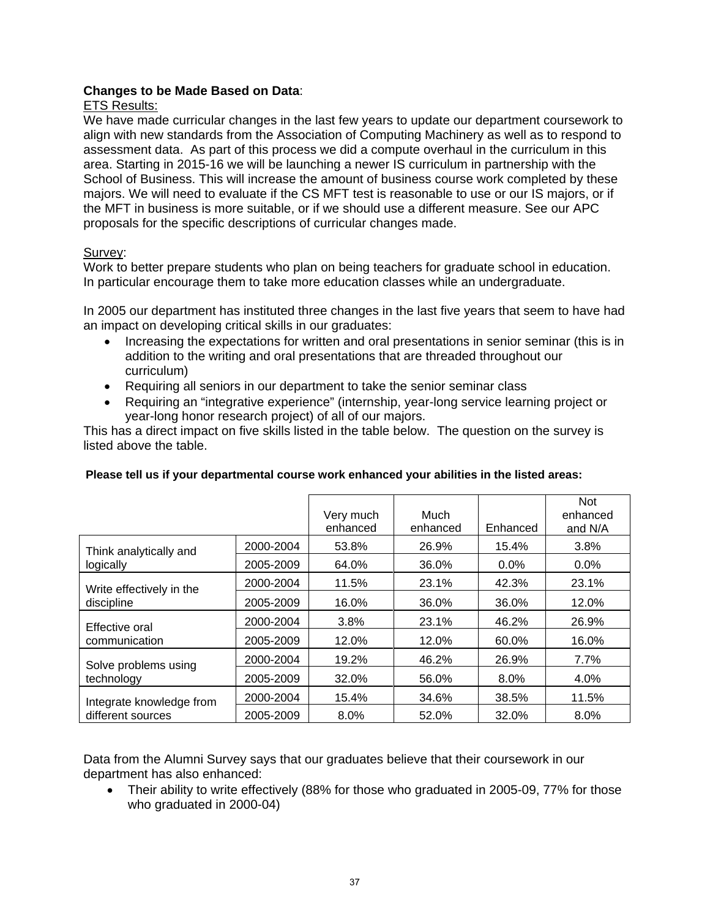**Changes to be Made Based on Data**:

ETS Results:

We have made curricular changes in the last few years to update our department coursework to align with new standards from the Association of Computing Machinery as well as to respond to assessment data. As part of this process we did a compute overhaul in the curriculum in this area. Starting in 2015-16 we will be launching a newer IS curriculum in partnership with the School of Business. This will increase the amount of business course work completed by these majors. We will need to evaluate if the CS MFT test is reasonable to use or our IS majors, or if the MFT in business is more suitable, or if we should use a different measure. See our APC proposals for the specific descriptions of curricular changes made.

Survey:

Work to better prepare students who plan on being teachers for graduate school in education. In particular encourage them to take more education classes while an undergraduate.

In 2005 our department has instituted three changes in the last five years that seem to have had an impact on developing critical skills in our graduates:

- Increasing the expectations for written and oral presentations in senior seminar (this is in addition to the writing and oral presentations that are threaded throughout our curriculum)
- Requiring all seniors in our department to take the senior seminar class
- Requiring an “integrative experience” (internship, year-long service learning project or year-long honor research project) of all of our majors.

This has a direct impact on five skills listed in the table below. The question on the survey is listed above the table.

**Please tell us if your departmental course work enhanced your abilities in the listed areas:**

| | | Very much enhanced | Much enhanced | Enhanced | Not enhanced and N/A |
|---|---|---|---|---|---|
| Think analytically and logically | 2000-2004 | 53.8% | 26.9% | 15.4% | 3.8% |
| | 2005-2009 | 64.0% | 36.0% | 0.0% | 0.0% |
| Write effectively in the discipline | 2000-2004 | 11.5% | 23.1% | 42.3% | 23.1% |
| | 2005-2009 | 16.0% | 36.0% | 36.0% | 12.0% |
| Effective oral communication | 2000-2004 | 3.8% | 23.1% | 46.2% | 26.9% |
| | 2005-2009 | 12.0% | 12.0% | 60.0% | 16.0% |
| Solve problems using technology | 2000-2004 | 19.2% | 46.2% | 26.9% | 7.7% |
| | 2005-2009 | 32.0% | 56.0% | 8.0% | 4.0% |
| Integrate knowledge from different sources | 2000-2004 | 15.4% | 34.6% | 38.5% | 11.5% |
| | 2005-2009 | 8.0% | 52.0% | 32.0% | 8.0% |

Data from the Alumni Survey says that our graduates believe that their coursework in our department has also enhanced:

- Their ability to write effectively (88% for those who graduated in 2005-09, 77% for those who graduated in 2000-04)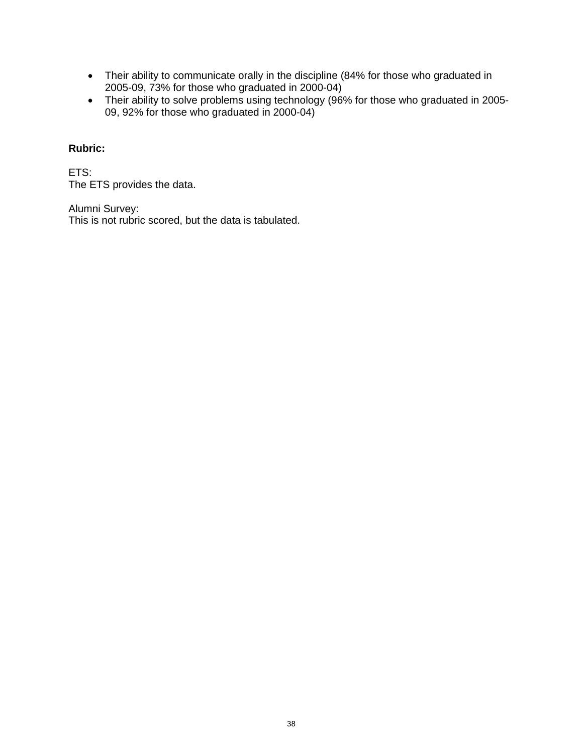- Their ability to communicate orally in the discipline (84% for those who graduated in 2005-09, 73% for those who graduated in 2000-04)
- Their ability to solve problems using technology (96% for those who graduated in 2005-09, 92% for those who graduated in 2000-04)

**Rubric:**

ETS:
The ETS provides the data.

Alumni Survey:
This is not rubric scored, but the data is tabulated.